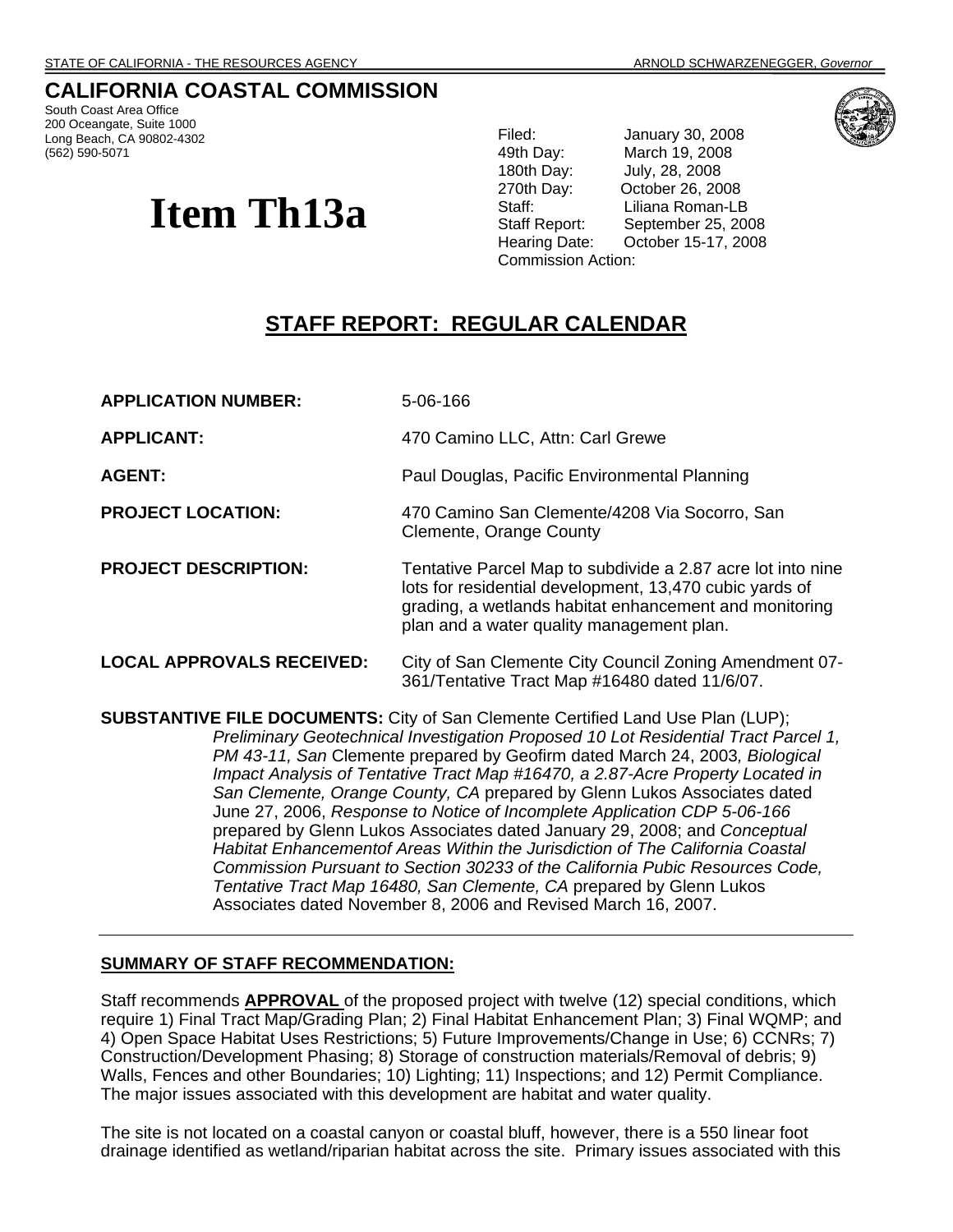STATE OF CALIFORNIA - THE RESOURCES AGENCY ARNOLD SCHWARZENEGGER, *Governor*

# CALIFORNIA COASTAL COMMISSION

South Coast Area Office
200 Oceangate, Suite 1000
Long Beach, CA 90802-4302
(562) 590-5071

# Item Th13a

Filed: January 30, 2008
49th Day: March 19, 2008
180th Day: July, 28, 2008
270th Day: October 26, 2008
Staff: Liliana Roman-LB
Staff Report: September 25, 2008
Hearing Date: October 15-17, 2008
Commission Action:

## STAFF REPORT: REGULAR CALENDAR

**APPLICATION NUMBER:** 5-06-166

**APPLICANT:** 470 Camino LLC, Attn: Carl Grewe

**AGENT:** Paul Douglas, Pacific Environmental Planning

**PROJECT LOCATION:** 470 Camino San Clemente/4208 Via Socorro, San Clemente, Orange County

**PROJECT DESCRIPTION:** Tentative Parcel Map to subdivide a 2.87 acre lot into nine lots for residential development, 13,470 cubic yards of grading, a wetlands habitat enhancement and monitoring plan and a water quality management plan.

**LOCAL APPROVALS RECEIVED:** City of San Clemente City Council Zoning Amendment 07-361/Tentative Tract Map #16480 dated 11/6/07.

**SUBSTANTIVE FILE DOCUMENTS:** City of San Clemente Certified Land Use Plan (LUP); *Preliminary Geotechnical Investigation Proposed 10 Lot Residential Tract Parcel 1, PM 43-11, San* Clemente prepared by Geofirm dated March 24, 2003*, Biological Impact Analysis of Tentative Tract Map #16470, a 2.87-Acre Property Located in San Clemente, Orange County, CA* prepared by Glenn Lukos Associates dated June 27, 2006, *Response to Notice of Incomplete Application CDP 5-06-166* prepared by Glenn Lukos Associates dated January 29, 2008; and *Conceptual Habitat Enhancementof Areas Within the Jurisdiction of The California Coastal Commission Pursuant to Section 30233 of the California Pubic Resources Code, Tentative Tract Map 16480, San Clemente, CA* prepared by Glenn Lukos Associates dated November 8, 2006 and Revised March 16, 2007.

---

**SUMMARY OF STAFF RECOMMENDATION:**

Staff recommends **APPROVAL** of the proposed project with twelve (12) special conditions, which require 1) Final Tract Map/Grading Plan; 2) Final Habitat Enhancement Plan; 3) Final WQMP; and 4) Open Space Habitat Uses Restrictions; 5) Future Improvements/Change in Use; 6) CCNRs; 7) Construction/Development Phasing; 8) Storage of construction materials/Removal of debris; 9) Walls, Fences and other Boundaries; 10) Lighting; 11) Inspections; and 12) Permit Compliance. The major issues associated with this development are habitat and water quality.

The site is not located on a coastal canyon or coastal bluff, however, there is a 550 linear foot drainage identified as wetland/riparian habitat across the site. Primary issues associated with this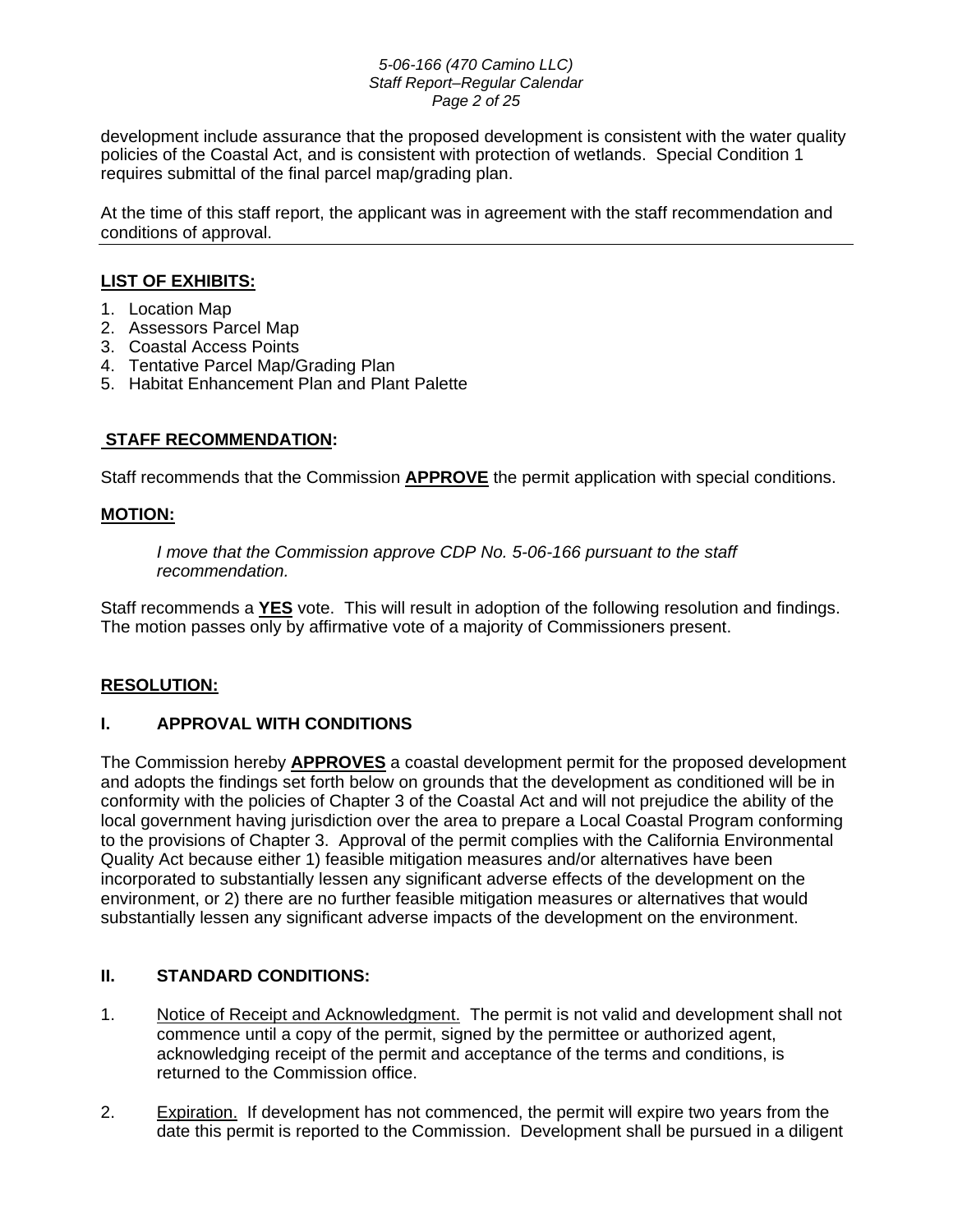development include assurance that the proposed development is consistent with the water quality policies of the Coastal Act, and is consistent with protection of wetlands. Special Condition 1 requires submittal of the final parcel map/grading plan.

At the time of this staff report, the applicant was in agreement with the staff recommendation and conditions of approval.

---

**LIST OF EXHIBITS:**

1. Location Map
2. Assessors Parcel Map
3. Coastal Access Points
4. Tentative Parcel Map/Grading Plan
5. Habitat Enhancement Plan and Plant Palette

**STAFF RECOMMENDATION:**

Staff recommends that the Commission **APPROVE** the permit application with special conditions.

**MOTION:**

> *I move that the Commission approve CDP No. 5-06-166 pursuant to the staff recommendation.*

Staff recommends a **YES** vote. This will result in adoption of the following resolution and findings. The motion passes only by affirmative vote of a majority of Commissioners present.

**RESOLUTION:**

## I. APPROVAL WITH CONDITIONS

The Commission hereby **APPROVES** a coastal development permit for the proposed development and adopts the findings set forth below on grounds that the development as conditioned will be in conformity with the policies of Chapter 3 of the Coastal Act and will not prejudice the ability of the local government having jurisdiction over the area to prepare a Local Coastal Program conforming to the provisions of Chapter 3. Approval of the permit complies with the California Environmental Quality Act because either 1) feasible mitigation measures and/or alternatives have been incorporated to substantially lessen any significant adverse effects of the development on the environment, or 2) there are no further feasible mitigation measures or alternatives that would substantially lessen any significant adverse impacts of the development on the environment.

## II. STANDARD CONDITIONS:

1. Notice of Receipt and Acknowledgment. The permit is not valid and development shall not commence until a copy of the permit, signed by the permittee or authorized agent, acknowledging receipt of the permit and acceptance of the terms and conditions, is returned to the Commission office.

2. Expiration. If development has not commenced, the permit will expire two years from the date this permit is reported to the Commission. Development shall be pursued in a diligent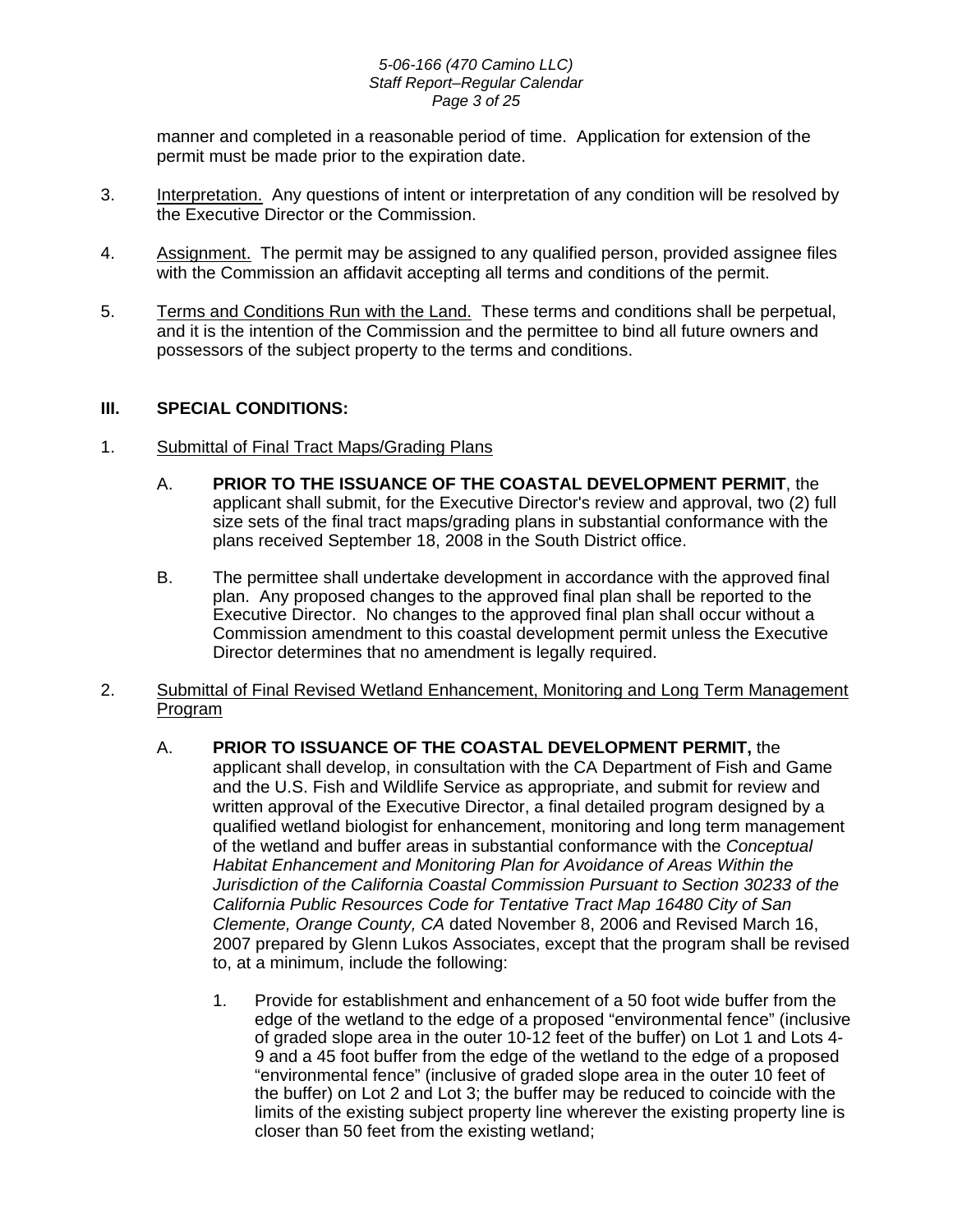manner and completed in a reasonable period of time. Application for extension of the permit must be made prior to the expiration date.

3. <u>Interpretation.</u> Any questions of intent or interpretation of any condition will be resolved by the Executive Director or the Commission.

4. <u>Assignment.</u> The permit may be assigned to any qualified person, provided assignee files with the Commission an affidavit accepting all terms and conditions of the permit.

5. <u>Terms and Conditions Run with the Land.</u> These terms and conditions shall be perpetual, and it is the intention of the Commission and the permittee to bind all future owners and possessors of the subject property to the terms and conditions.

## III. SPECIAL CONDITIONS:

1. <u>Submittal of Final Tract Maps/Grading Plans</u>

   A. **PRIOR TO THE ISSUANCE OF THE COASTAL DEVELOPMENT PERMIT**, the applicant shall submit, for the Executive Director's review and approval, two (2) full size sets of the final tract maps/grading plans in substantial conformance with the plans received September 18, 2008 in the South District office.

   B. The permittee shall undertake development in accordance with the approved final plan. Any proposed changes to the approved final plan shall be reported to the Executive Director. No changes to the approved final plan shall occur without a Commission amendment to this coastal development permit unless the Executive Director determines that no amendment is legally required.

2. <u>Submittal of Final Revised Wetland Enhancement, Monitoring and Long Term Management Program</u>

   A. **PRIOR TO ISSUANCE OF THE COASTAL DEVELOPMENT PERMIT,** the applicant shall develop, in consultation with the CA Department of Fish and Game and the U.S. Fish and Wildlife Service as appropriate, and submit for review and written approval of the Executive Director, a final detailed program designed by a qualified wetland biologist for enhancement, monitoring and long term management of the wetland and buffer areas in substantial conformance with the *Conceptual Habitat Enhancement and Monitoring Plan for Avoidance of Areas Within the Jurisdiction of the California Coastal Commission Pursuant to Section 30233 of the California Public Resources Code for Tentative Tract Map 16480 City of San Clemente, Orange County, CA* dated November 8, 2006 and Revised March 16, 2007 prepared by Glenn Lukos Associates, except that the program shall be revised to, at a minimum, include the following:

      1. Provide for establishment and enhancement of a 50 foot wide buffer from the edge of the wetland to the edge of a proposed "environmental fence" (inclusive of graded slope area in the outer 10-12 feet of the buffer) on Lot 1 and Lots 4-9 and a 45 foot buffer from the edge of the wetland to the edge of a proposed "environmental fence" (inclusive of graded slope area in the outer 10 feet of the buffer) on Lot 2 and Lot 3; the buffer may be reduced to coincide with the limits of the existing subject property line wherever the existing property line is closer than 50 feet from the existing wetland;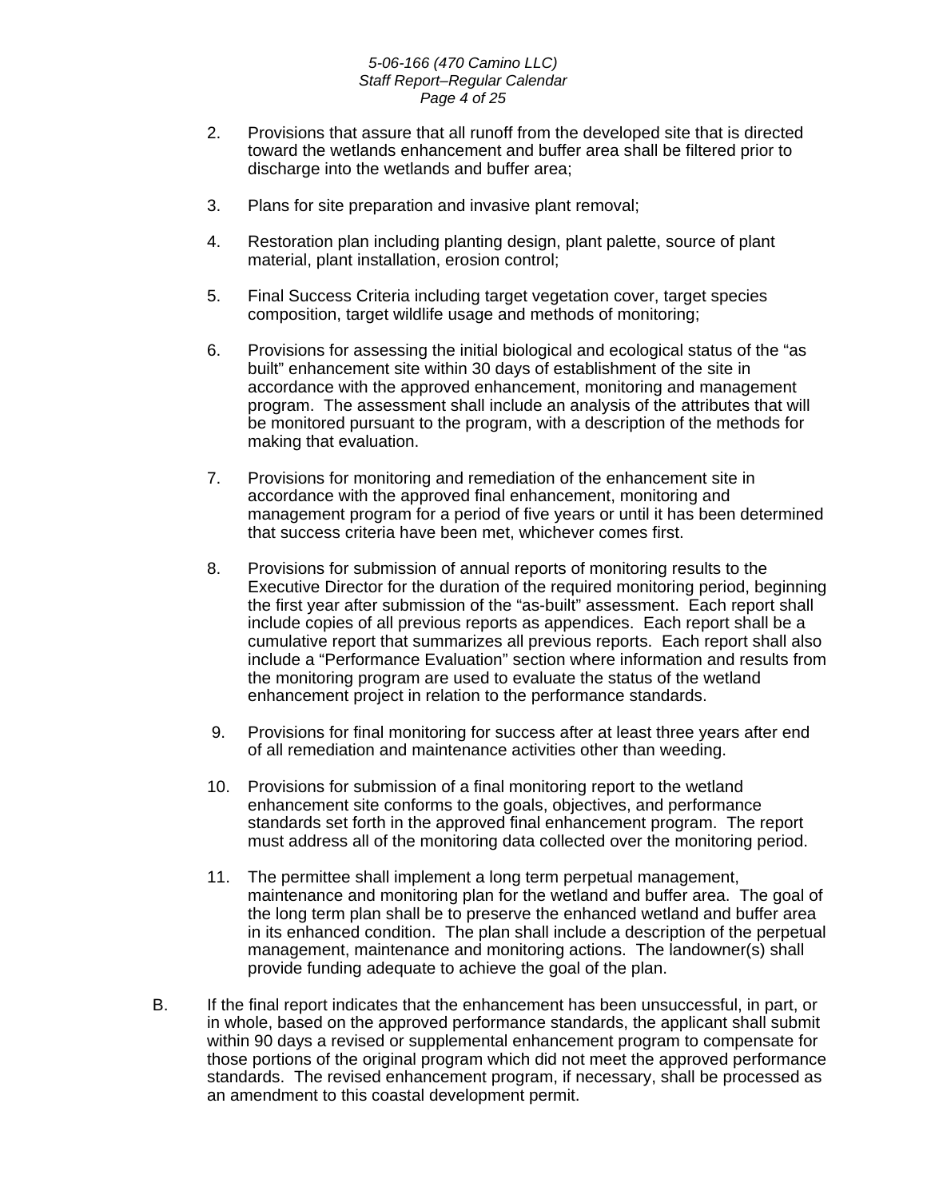2. Provisions that assure that all runoff from the developed site that is directed toward the wetlands enhancement and buffer area shall be filtered prior to discharge into the wetlands and buffer area;

3. Plans for site preparation and invasive plant removal;

4. Restoration plan including planting design, plant palette, source of plant material, plant installation, erosion control;

5. Final Success Criteria including target vegetation cover, target species composition, target wildlife usage and methods of monitoring;

6. Provisions for assessing the initial biological and ecological status of the "as built" enhancement site within 30 days of establishment of the site in accordance with the approved enhancement, monitoring and management program. The assessment shall include an analysis of the attributes that will be monitored pursuant to the program, with a description of the methods for making that evaluation.

7. Provisions for monitoring and remediation of the enhancement site in accordance with the approved final enhancement, monitoring and management program for a period of five years or until it has been determined that success criteria have been met, whichever comes first.

8. Provisions for submission of annual reports of monitoring results to the Executive Director for the duration of the required monitoring period, beginning the first year after submission of the "as-built" assessment. Each report shall include copies of all previous reports as appendices. Each report shall be a cumulative report that summarizes all previous reports. Each report shall also include a "Performance Evaluation" section where information and results from the monitoring program are used to evaluate the status of the wetland enhancement project in relation to the performance standards.

9. Provisions for final monitoring for success after at least three years after end of all remediation and maintenance activities other than weeding.

10. Provisions for submission of a final monitoring report to the wetland enhancement site conforms to the goals, objectives, and performance standards set forth in the approved final enhancement program. The report must address all of the monitoring data collected over the monitoring period.

11. The permittee shall implement a long term perpetual management, maintenance and monitoring plan for the wetland and buffer area. The goal of the long term plan shall be to preserve the enhanced wetland and buffer area in its enhanced condition. The plan shall include a description of the perpetual management, maintenance and monitoring actions. The landowner(s) shall provide funding adequate to achieve the goal of the plan.

B. If the final report indicates that the enhancement has been unsuccessful, in part, or in whole, based on the approved performance standards, the applicant shall submit within 90 days a revised or supplemental enhancement program to compensate for those portions of the original program which did not meet the approved performance standards. The revised enhancement program, if necessary, shall be processed as an amendment to this coastal development permit.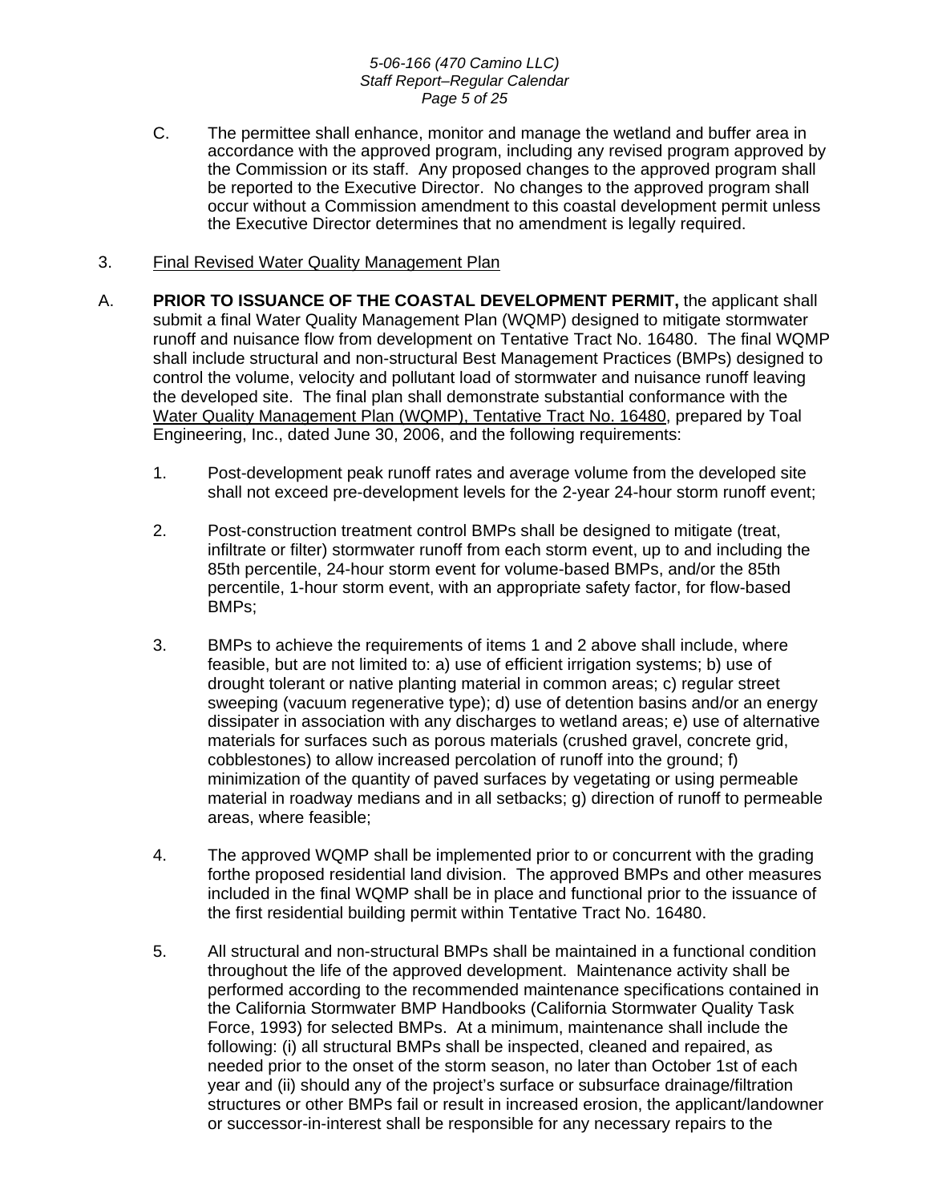C. The permittee shall enhance, monitor and manage the wetland and buffer area in accordance with the approved program, including any revised program approved by the Commission or its staff. Any proposed changes to the approved program shall be reported to the Executive Director. No changes to the approved program shall occur without a Commission amendment to this coastal development permit unless the Executive Director determines that no amendment is legally required.

3. Final Revised Water Quality Management Plan

A. **PRIOR TO ISSUANCE OF THE COASTAL DEVELOPMENT PERMIT,** the applicant shall submit a final Water Quality Management Plan (WQMP) designed to mitigate stormwater runoff and nuisance flow from development on Tentative Tract No. 16480. The final WQMP shall include structural and non-structural Best Management Practices (BMPs) designed to control the volume, velocity and pollutant load of stormwater and nuisance runoff leaving the developed site. The final plan shall demonstrate substantial conformance with the Water Quality Management Plan (WQMP), Tentative Tract No. 16480, prepared by Toal Engineering, Inc., dated June 30, 2006, and the following requirements:

1. Post-development peak runoff rates and average volume from the developed site shall not exceed pre-development levels for the 2-year 24-hour storm runoff event;

2. Post-construction treatment control BMPs shall be designed to mitigate (treat, infiltrate or filter) stormwater runoff from each storm event, up to and including the 85th percentile, 24-hour storm event for volume-based BMPs, and/or the 85th percentile, 1-hour storm event, with an appropriate safety factor, for flow-based BMPs;

3. BMPs to achieve the requirements of items 1 and 2 above shall include, where feasible, but are not limited to: a) use of efficient irrigation systems; b) use of drought tolerant or native planting material in common areas; c) regular street sweeping (vacuum regenerative type); d) use of detention basins and/or an energy dissipater in association with any discharges to wetland areas; e) use of alternative materials for surfaces such as porous materials (crushed gravel, concrete grid, cobblestones) to allow increased percolation of runoff into the ground; f) minimization of the quantity of paved surfaces by vegetating or using permeable material in roadway medians and in all setbacks; g) direction of runoff to permeable areas, where feasible;

4. The approved WQMP shall be implemented prior to or concurrent with the grading forthe proposed residential land division. The approved BMPs and other measures included in the final WQMP shall be in place and functional prior to the issuance of the first residential building permit within Tentative Tract No. 16480.

5. All structural and non-structural BMPs shall be maintained in a functional condition throughout the life of the approved development. Maintenance activity shall be performed according to the recommended maintenance specifications contained in the California Stormwater BMP Handbooks (California Stormwater Quality Task Force, 1993) for selected BMPs. At a minimum, maintenance shall include the following: (i) all structural BMPs shall be inspected, cleaned and repaired, as needed prior to the onset of the storm season, no later than October 1st of each year and (ii) should any of the project's surface or subsurface drainage/filtration structures or other BMPs fail or result in increased erosion, the applicant/landowner or successor-in-interest shall be responsible for any necessary repairs to the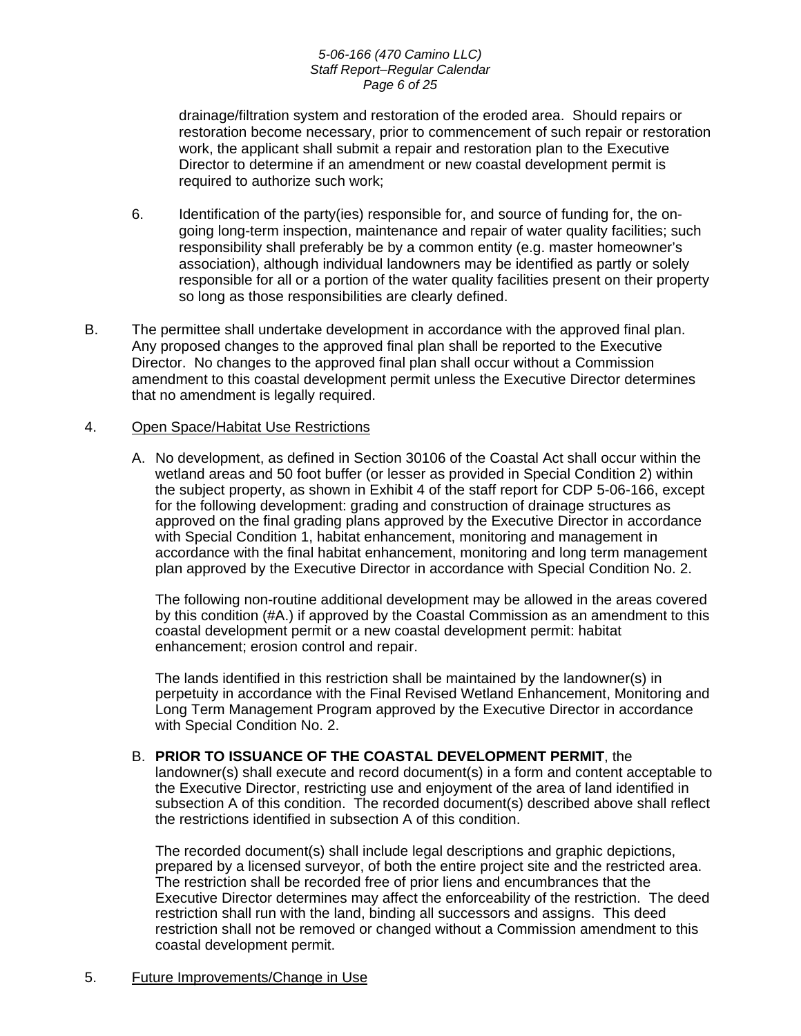drainage/filtration system and restoration of the eroded area. Should repairs or restoration become necessary, prior to commencement of such repair or restoration work, the applicant shall submit a repair and restoration plan to the Executive Director to determine if an amendment or new coastal development permit is required to authorize such work;

6. Identification of the party(ies) responsible for, and source of funding for, the on-going long-term inspection, maintenance and repair of water quality facilities; such responsibility shall preferably be by a common entity (e.g. master homeowner's association), although individual landowners may be identified as partly or solely responsible for all or a portion of the water quality facilities present on their property so long as those responsibilities are clearly defined.

B. The permittee shall undertake development in accordance with the approved final plan. Any proposed changes to the approved final plan shall be reported to the Executive Director. No changes to the approved final plan shall occur without a Commission amendment to this coastal development permit unless the Executive Director determines that no amendment is legally required.

4. Open Space/Habitat Use Restrictions

A. No development, as defined in Section 30106 of the Coastal Act shall occur within the wetland areas and 50 foot buffer (or lesser as provided in Special Condition 2) within the subject property, as shown in Exhibit 4 of the staff report for CDP 5-06-166, except for the following development: grading and construction of drainage structures as approved on the final grading plans approved by the Executive Director in accordance with Special Condition 1, habitat enhancement, monitoring and management in accordance with the final habitat enhancement, monitoring and long term management plan approved by the Executive Director in accordance with Special Condition No. 2.

The following non-routine additional development may be allowed in the areas covered by this condition (#A.) if approved by the Coastal Commission as an amendment to this coastal development permit or a new coastal development permit: habitat enhancement; erosion control and repair.

The lands identified in this restriction shall be maintained by the landowner(s) in perpetuity in accordance with the Final Revised Wetland Enhancement, Monitoring and Long Term Management Program approved by the Executive Director in accordance with Special Condition No. 2.

B. **PRIOR TO ISSUANCE OF THE COASTAL DEVELOPMENT PERMIT**, the landowner(s) shall execute and record document(s) in a form and content acceptable to the Executive Director, restricting use and enjoyment of the area of land identified in subsection A of this condition. The recorded document(s) described above shall reflect the restrictions identified in subsection A of this condition.

The recorded document(s) shall include legal descriptions and graphic depictions, prepared by a licensed surveyor, of both the entire project site and the restricted area. The restriction shall be recorded free of prior liens and encumbrances that the Executive Director determines may affect the enforceability of the restriction. The deed restriction shall run with the land, binding all successors and assigns. This deed restriction shall not be removed or changed without a Commission amendment to this coastal development permit.

5. Future Improvements/Change in Use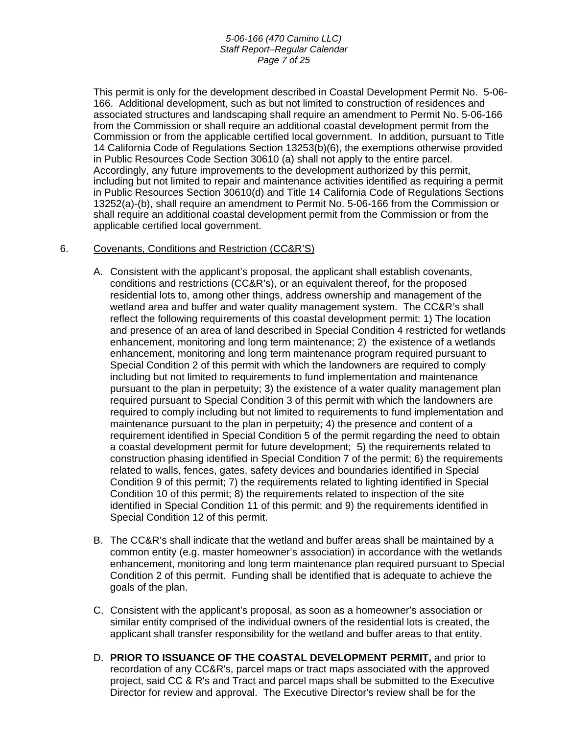This permit is only for the development described in Coastal Development Permit No. 5-06-166. Additional development, such as but not limited to construction of residences and associated structures and landscaping shall require an amendment to Permit No. 5-06-166 from the Commission or shall require an additional coastal development permit from the Commission or from the applicable certified local government. In addition, pursuant to Title 14 California Code of Regulations Section 13253(b)(6), the exemptions otherwise provided in Public Resources Code Section 30610 (a) shall not apply to the entire parcel. Accordingly, any future improvements to the development authorized by this permit, including but not limited to repair and maintenance activities identified as requiring a permit in Public Resources Section 30610(d) and Title 14 California Code of Regulations Sections 13252(a)-(b), shall require an amendment to Permit No. 5-06-166 from the Commission or shall require an additional coastal development permit from the Commission or from the applicable certified local government.

6. <u>Covenants, Conditions and Restriction (CC&R'S)</u>

   A. Consistent with the applicant's proposal, the applicant shall establish covenants, conditions and restrictions (CC&R's), or an equivalent thereof, for the proposed residential lots to, among other things, address ownership and management of the wetland area and buffer and water quality management system. The CC&R's shall reflect the following requirements of this coastal development permit: 1) The location and presence of an area of land described in Special Condition 4 restricted for wetlands enhancement, monitoring and long term maintenance; 2) the existence of a wetlands enhancement, monitoring and long term maintenance program required pursuant to Special Condition 2 of this permit with which the landowners are required to comply including but not limited to requirements to fund implementation and maintenance pursuant to the plan in perpetuity; 3) the existence of a water quality management plan required pursuant to Special Condition 3 of this permit with which the landowners are required to comply including but not limited to requirements to fund implementation and maintenance pursuant to the plan in perpetuity; 4) the presence and content of a requirement identified in Special Condition 5 of the permit regarding the need to obtain a coastal development permit for future development; 5) the requirements related to construction phasing identified in Special Condition 7 of the permit; 6) the requirements related to walls, fences, gates, safety devices and boundaries identified in Special Condition 9 of this permit; 7) the requirements related to lighting identified in Special Condition 10 of this permit; 8) the requirements related to inspection of the site identified in Special Condition 11 of this permit; and 9) the requirements identified in Special Condition 12 of this permit.

   B. The CC&R's shall indicate that the wetland and buffer areas shall be maintained by a common entity (e.g. master homeowner's association) in accordance with the wetlands enhancement, monitoring and long term maintenance plan required pursuant to Special Condition 2 of this permit. Funding shall be identified that is adequate to achieve the goals of the plan.

   C. Consistent with the applicant's proposal, as soon as a homeowner's association or similar entity comprised of the individual owners of the residential lots is created, the applicant shall transfer responsibility for the wetland and buffer areas to that entity.

   D. **PRIOR TO ISSUANCE OF THE COASTAL DEVELOPMENT PERMIT,** and prior to recordation of any CC&R's, parcel maps or tract maps associated with the approved project, said CC & R's and Tract and parcel maps shall be submitted to the Executive Director for review and approval. The Executive Director's review shall be for the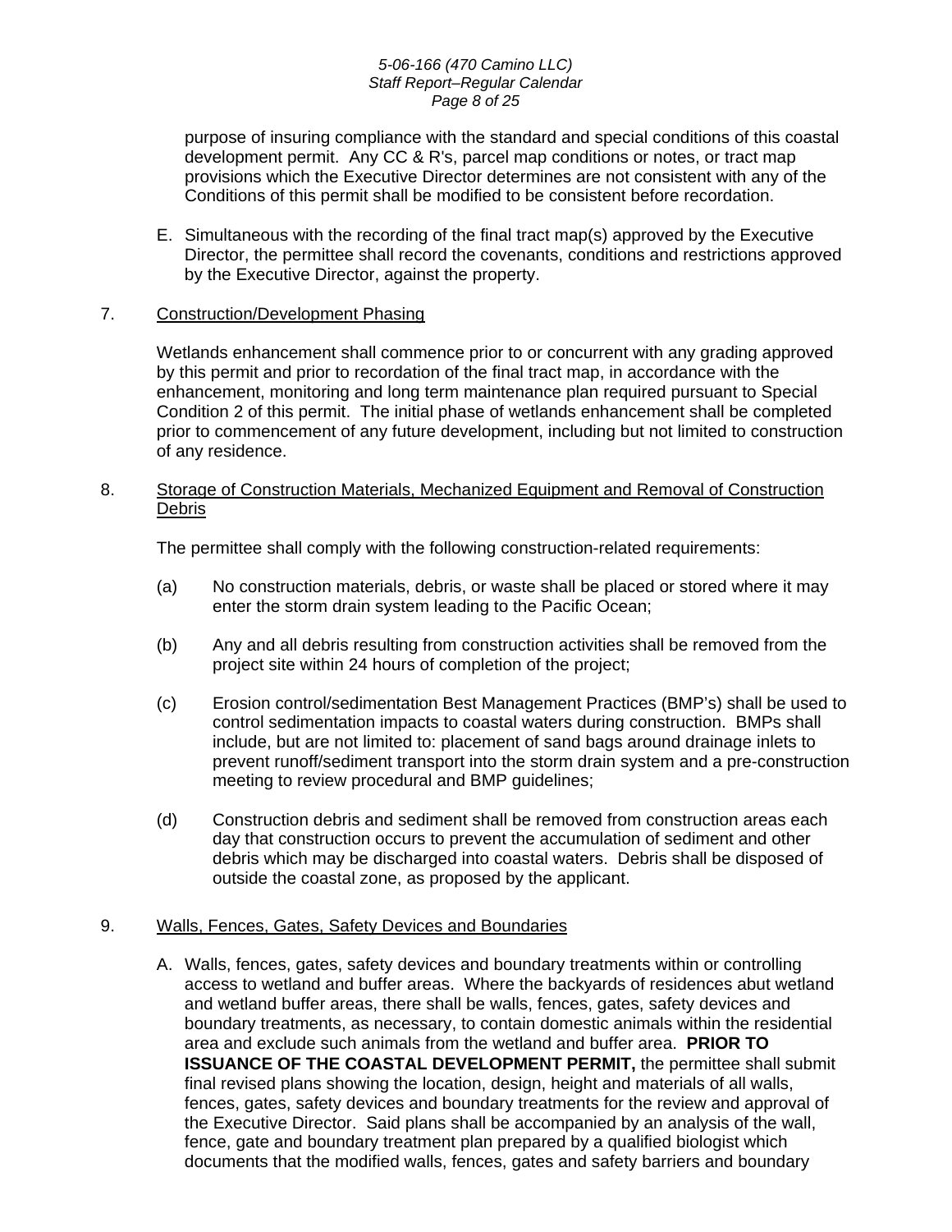purpose of insuring compliance with the standard and special conditions of this coastal development permit. Any CC & R's, parcel map conditions or notes, or tract map provisions which the Executive Director determines are not consistent with any of the Conditions of this permit shall be modified to be consistent before recordation.

E. Simultaneous with the recording of the final tract map(s) approved by the Executive Director, the permittee shall record the covenants, conditions and restrictions approved by the Executive Director, against the property.

7. Construction/Development Phasing

Wetlands enhancement shall commence prior to or concurrent with any grading approved by this permit and prior to recordation of the final tract map, in accordance with the enhancement, monitoring and long term maintenance plan required pursuant to Special Condition 2 of this permit. The initial phase of wetlands enhancement shall be completed prior to commencement of any future development, including but not limited to construction of any residence.

8. Storage of Construction Materials, Mechanized Equipment and Removal of Construction Debris

The permittee shall comply with the following construction-related requirements:

(a) No construction materials, debris, or waste shall be placed or stored where it may enter the storm drain system leading to the Pacific Ocean;

(b) Any and all debris resulting from construction activities shall be removed from the project site within 24 hours of completion of the project;

(c) Erosion control/sedimentation Best Management Practices (BMP's) shall be used to control sedimentation impacts to coastal waters during construction. BMPs shall include, but are not limited to: placement of sand bags around drainage inlets to prevent runoff/sediment transport into the storm drain system and a pre-construction meeting to review procedural and BMP guidelines;

(d) Construction debris and sediment shall be removed from construction areas each day that construction occurs to prevent the accumulation of sediment and other debris which may be discharged into coastal waters. Debris shall be disposed of outside the coastal zone, as proposed by the applicant.

9. Walls, Fences, Gates, Safety Devices and Boundaries

A. Walls, fences, gates, safety devices and boundary treatments within or controlling access to wetland and buffer areas. Where the backyards of residences abut wetland and wetland buffer areas, there shall be walls, fences, gates, safety devices and boundary treatments, as necessary, to contain domestic animals within the residential area and exclude such animals from the wetland and buffer area. **PRIOR TO ISSUANCE OF THE COASTAL DEVELOPMENT PERMIT,** the permittee shall submit final revised plans showing the location, design, height and materials of all walls, fences, gates, safety devices and boundary treatments for the review and approval of the Executive Director. Said plans shall be accompanied by an analysis of the wall, fence, gate and boundary treatment plan prepared by a qualified biologist which documents that the modified walls, fences, gates and safety barriers and boundary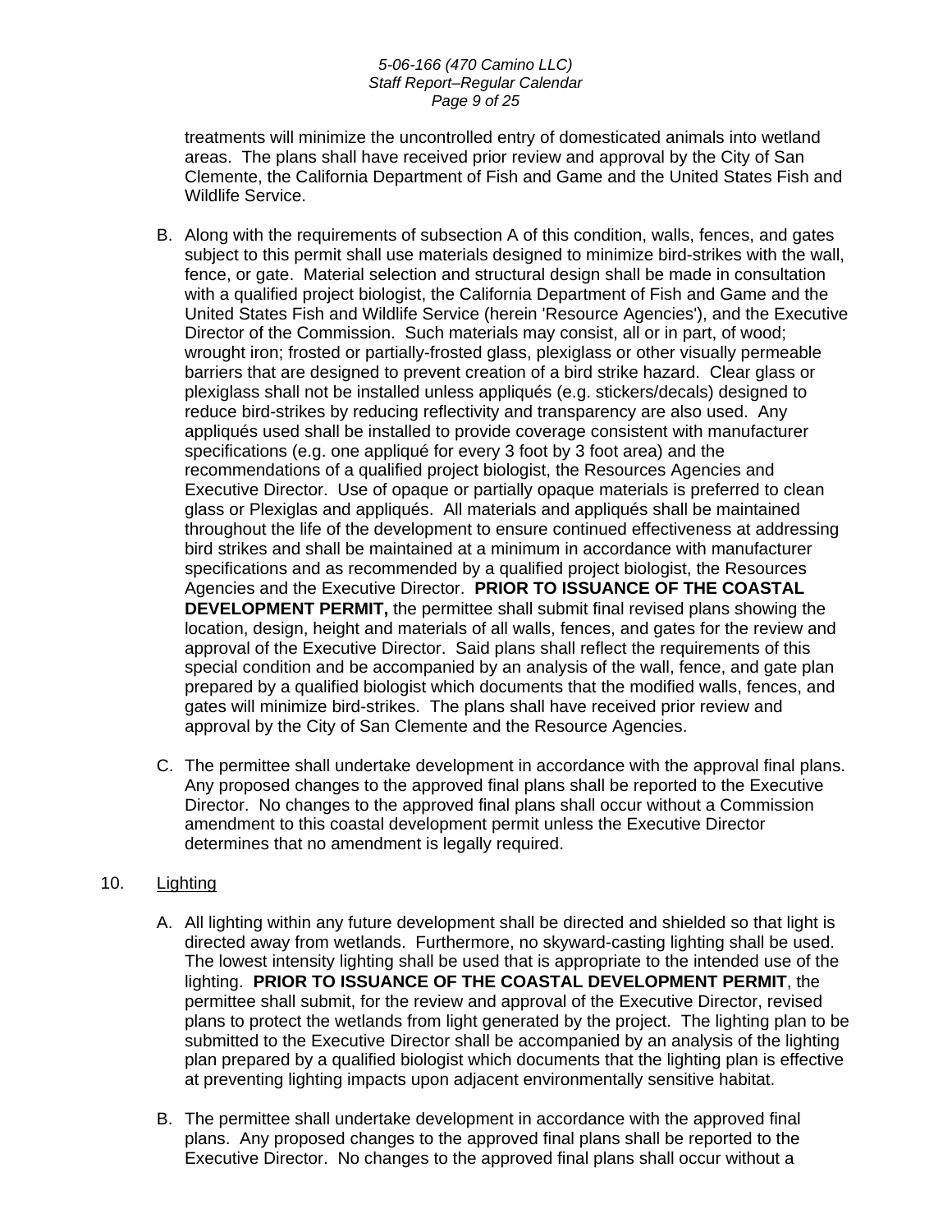treatments will minimize the uncontrolled entry of domesticated animals into wetland areas. The plans shall have received prior review and approval by the City of San Clemente, the California Department of Fish and Game and the United States Fish and Wildlife Service.

B. Along with the requirements of subsection A of this condition, walls, fences, and gates subject to this permit shall use materials designed to minimize bird-strikes with the wall, fence, or gate. Material selection and structural design shall be made in consultation with a qualified project biologist, the California Department of Fish and Game and the United States Fish and Wildlife Service (herein 'Resource Agencies'), and the Executive Director of the Commission. Such materials may consist, all or in part, of wood; wrought iron; frosted or partially-frosted glass, plexiglass or other visually permeable barriers that are designed to prevent creation of a bird strike hazard. Clear glass or plexiglass shall not be installed unless appliqués (e.g. stickers/decals) designed to reduce bird-strikes by reducing reflectivity and transparency are also used. Any appliqués used shall be installed to provide coverage consistent with manufacturer specifications (e.g. one appliqué for every 3 foot by 3 foot area) and the recommendations of a qualified project biologist, the Resources Agencies and Executive Director. Use of opaque or partially opaque materials is preferred to clean glass or Plexiglas and appliqués. All materials and appliqués shall be maintained throughout the life of the development to ensure continued effectiveness at addressing bird strikes and shall be maintained at a minimum in accordance with manufacturer specifications and as recommended by a qualified project biologist, the Resources Agencies and the Executive Director. **PRIOR TO ISSUANCE OF THE COASTAL DEVELOPMENT PERMIT,** the permittee shall submit final revised plans showing the location, design, height and materials of all walls, fences, and gates for the review and approval of the Executive Director. Said plans shall reflect the requirements of this special condition and be accompanied by an analysis of the wall, fence, and gate plan prepared by a qualified biologist which documents that the modified walls, fences, and gates will minimize bird-strikes. The plans shall have received prior review and approval by the City of San Clemente and the Resource Agencies.

C. The permittee shall undertake development in accordance with the approval final plans. Any proposed changes to the approved final plans shall be reported to the Executive Director. No changes to the approved final plans shall occur without a Commission amendment to this coastal development permit unless the Executive Director determines that no amendment is legally required.

10. Lighting

A. All lighting within any future development shall be directed and shielded so that light is directed away from wetlands. Furthermore, no skyward-casting lighting shall be used. The lowest intensity lighting shall be used that is appropriate to the intended use of the lighting. **PRIOR TO ISSUANCE OF THE COASTAL DEVELOPMENT PERMIT**, the permittee shall submit, for the review and approval of the Executive Director, revised plans to protect the wetlands from light generated by the project. The lighting plan to be submitted to the Executive Director shall be accompanied by an analysis of the lighting plan prepared by a qualified biologist which documents that the lighting plan is effective at preventing lighting impacts upon adjacent environmentally sensitive habitat.

B. The permittee shall undertake development in accordance with the approved final plans. Any proposed changes to the approved final plans shall be reported to the Executive Director. No changes to the approved final plans shall occur without a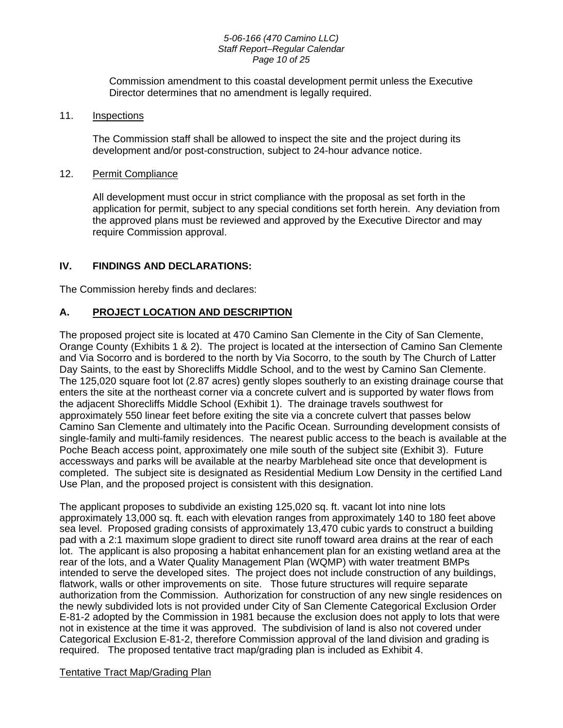Commission amendment to this coastal development permit unless the Executive Director determines that no amendment is legally required.

11. Inspections

The Commission staff shall be allowed to inspect the site and the project during its development and/or post-construction, subject to 24-hour advance notice.

12. Permit Compliance

All development must occur in strict compliance with the proposal as set forth in the application for permit, subject to any special conditions set forth herein. Any deviation from the approved plans must be reviewed and approved by the Executive Director and may require Commission approval.

## IV. FINDINGS AND DECLARATIONS:

The Commission hereby finds and declares:

### A. PROJECT LOCATION AND DESCRIPTION

The proposed project site is located at 470 Camino San Clemente in the City of San Clemente, Orange County (Exhibits 1 & 2). The project is located at the intersection of Camino San Clemente and Via Socorro and is bordered to the north by Via Socorro, to the south by The Church of Latter Day Saints, to the east by Shorecliffs Middle School, and to the west by Camino San Clemente. The 125,020 square foot lot (2.87 acres) gently slopes southerly to an existing drainage course that enters the site at the northeast corner via a concrete culvert and is supported by water flows from the adjacent Shorecliffs Middle School (Exhibit 1). The drainage travels southwest for approximately 550 linear feet before exiting the site via a concrete culvert that passes below Camino San Clemente and ultimately into the Pacific Ocean. Surrounding development consists of single-family and multi-family residences. The nearest public access to the beach is available at the Poche Beach access point, approximately one mile south of the subject site (Exhibit 3). Future accessways and parks will be available at the nearby Marblehead site once that development is completed. The subject site is designated as Residential Medium Low Density in the certified Land Use Plan, and the proposed project is consistent with this designation.

The applicant proposes to subdivide an existing 125,020 sq. ft. vacant lot into nine lots approximately 13,000 sq. ft. each with elevation ranges from approximately 140 to 180 feet above sea level. Proposed grading consists of approximately 13,470 cubic yards to construct a building pad with a 2:1 maximum slope gradient to direct site runoff toward area drains at the rear of each lot. The applicant is also proposing a habitat enhancement plan for an existing wetland area at the rear of the lots, and a Water Quality Management Plan (WQMP) with water treatment BMPs intended to serve the developed sites. The project does not include construction of any buildings, flatwork, walls or other improvements on site. Those future structures will require separate authorization from the Commission. Authorization for construction of any new single residences on the newly subdivided lots is not provided under City of San Clemente Categorical Exclusion Order E-81-2 adopted by the Commission in 1981 because the exclusion does not apply to lots that were not in existence at the time it was approved. The subdivision of land is also not covered under Categorical Exclusion E-81-2, therefore Commission approval of the land division and grading is required. The proposed tentative tract map/grading plan is included as Exhibit 4.

Tentative Tract Map/Grading Plan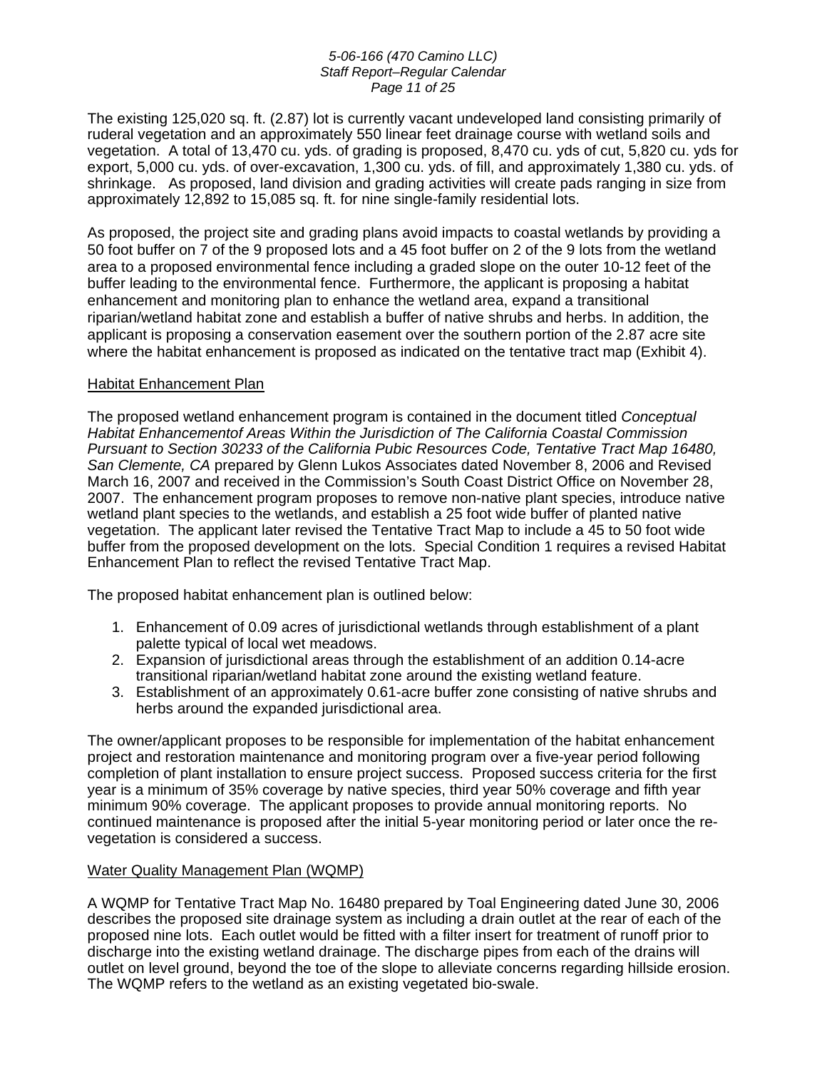The existing 125,020 sq. ft. (2.87) lot is currently vacant undeveloped land consisting primarily of ruderal vegetation and an approximately 550 linear feet drainage course with wetland soils and vegetation. A total of 13,470 cu. yds. of grading is proposed, 8,470 cu. yds of cut, 5,820 cu. yds for export, 5,000 cu. yds. of over-excavation, 1,300 cu. yds. of fill, and approximately 1,380 cu. yds. of shrinkage. As proposed, land division and grading activities will create pads ranging in size from approximately 12,892 to 15,085 sq. ft. for nine single-family residential lots.

As proposed, the project site and grading plans avoid impacts to coastal wetlands by providing a 50 foot buffer on 7 of the 9 proposed lots and a 45 foot buffer on 2 of the 9 lots from the wetland area to a proposed environmental fence including a graded slope on the outer 10-12 feet of the buffer leading to the environmental fence. Furthermore, the applicant is proposing a habitat enhancement and monitoring plan to enhance the wetland area, expand a transitional riparian/wetland habitat zone and establish a buffer of native shrubs and herbs. In addition, the applicant is proposing a conservation easement over the southern portion of the 2.87 acre site where the habitat enhancement is proposed as indicated on the tentative tract map (Exhibit 4).

<u>Habitat Enhancement Plan</u>

The proposed wetland enhancement program is contained in the document titled *Conceptual Habitat Enhancementof Areas Within the Jurisdiction of The California Coastal Commission Pursuant to Section 30233 of the California Pubic Resources Code, Tentative Tract Map 16480, San Clemente, CA* prepared by Glenn Lukos Associates dated November 8, 2006 and Revised March 16, 2007 and received in the Commission's South Coast District Office on November 28, 2007. The enhancement program proposes to remove non-native plant species, introduce native wetland plant species to the wetlands, and establish a 25 foot wide buffer of planted native vegetation. The applicant later revised the Tentative Tract Map to include a 45 to 50 foot wide buffer from the proposed development on the lots. Special Condition 1 requires a revised Habitat Enhancement Plan to reflect the revised Tentative Tract Map.

The proposed habitat enhancement plan is outlined below:

1. Enhancement of 0.09 acres of jurisdictional wetlands through establishment of a plant palette typical of local wet meadows.
2. Expansion of jurisdictional areas through the establishment of an addition 0.14-acre transitional riparian/wetland habitat zone around the existing wetland feature.
3. Establishment of an approximately 0.61-acre buffer zone consisting of native shrubs and herbs around the expanded jurisdictional area.

The owner/applicant proposes to be responsible for implementation of the habitat enhancement project and restoration maintenance and monitoring program over a five-year period following completion of plant installation to ensure project success. Proposed success criteria for the first year is a minimum of 35% coverage by native species, third year 50% coverage and fifth year minimum 90% coverage. The applicant proposes to provide annual monitoring reports. No continued maintenance is proposed after the initial 5-year monitoring period or later once the re-vegetation is considered a success.

<u>Water Quality Management Plan (WQMP)</u>

A WQMP for Tentative Tract Map No. 16480 prepared by Toal Engineering dated June 30, 2006 describes the proposed site drainage system as including a drain outlet at the rear of each of the proposed nine lots. Each outlet would be fitted with a filter insert for treatment of runoff prior to discharge into the existing wetland drainage. The discharge pipes from each of the drains will outlet on level ground, beyond the toe of the slope to alleviate concerns regarding hillside erosion. The WQMP refers to the wetland as an existing vegetated bio-swale.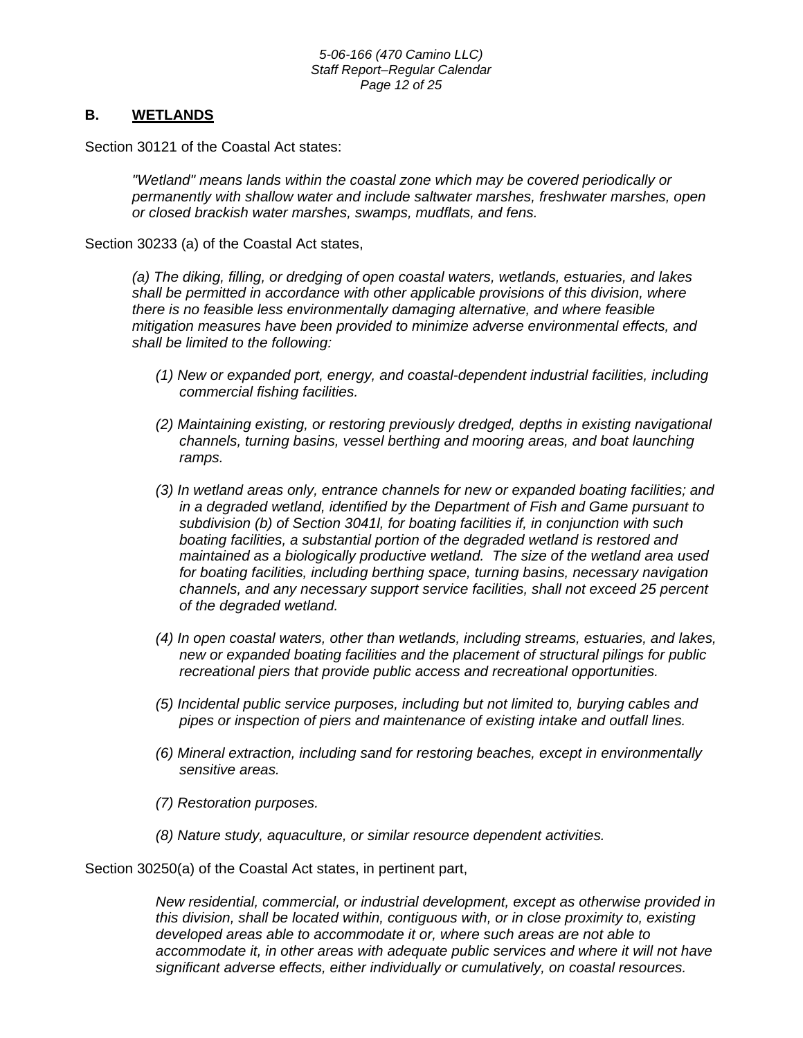## B. WETLANDS

Section 30121 of the Coastal Act states:

> *"Wetland" means lands within the coastal zone which may be covered periodically or permanently with shallow water and include saltwater marshes, freshwater marshes, open or closed brackish water marshes, swamps, mudflats, and fens.*

Section 30233 (a) of the Coastal Act states,

> *(a) The diking, filling, or dredging of open coastal waters, wetlands, estuaries, and lakes shall be permitted in accordance with other applicable provisions of this division, where there is no feasible less environmentally damaging alternative, and where feasible mitigation measures have been provided to minimize adverse environmental effects, and shall be limited to the following:*
>
> *(1) New or expanded port, energy, and coastal-dependent industrial facilities, including commercial fishing facilities.*
>
> *(2) Maintaining existing, or restoring previously dredged, depths in existing navigational channels, turning basins, vessel berthing and mooring areas, and boat launching ramps.*
>
> *(3) In wetland areas only, entrance channels for new or expanded boating facilities; and in a degraded wetland, identified by the Department of Fish and Game pursuant to subdivision (b) of Section 3041l, for boating facilities if, in conjunction with such boating facilities, a substantial portion of the degraded wetland is restored and maintained as a biologically productive wetland. The size of the wetland area used for boating facilities, including berthing space, turning basins, necessary navigation channels, and any necessary support service facilities, shall not exceed 25 percent of the degraded wetland.*
>
> *(4) In open coastal waters, other than wetlands, including streams, estuaries, and lakes, new or expanded boating facilities and the placement of structural pilings for public recreational piers that provide public access and recreational opportunities.*
>
> *(5) Incidental public service purposes, including but not limited to, burying cables and pipes or inspection of piers and maintenance of existing intake and outfall lines.*
>
> *(6) Mineral extraction, including sand for restoring beaches, except in environmentally sensitive areas.*
>
> *(7) Restoration purposes.*
>
> *(8) Nature study, aquaculture, or similar resource dependent activities.*

Section 30250(a) of the Coastal Act states, in pertinent part,

> *New residential, commercial, or industrial development, except as otherwise provided in this division, shall be located within, contiguous with, or in close proximity to, existing developed areas able to accommodate it or, where such areas are not able to accommodate it, in other areas with adequate public services and where it will not have significant adverse effects, either individually or cumulatively, on coastal resources.*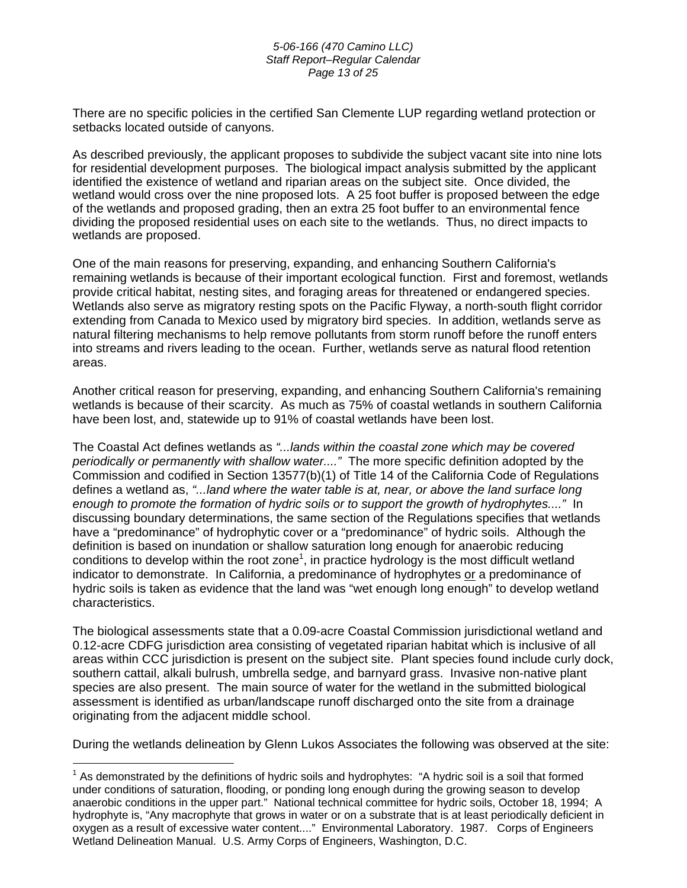There are no specific policies in the certified San Clemente LUP regarding wetland protection or setbacks located outside of canyons.

As described previously, the applicant proposes to subdivide the subject vacant site into nine lots for residential development purposes. The biological impact analysis submitted by the applicant identified the existence of wetland and riparian areas on the subject site. Once divided, the wetland would cross over the nine proposed lots. A 25 foot buffer is proposed between the edge of the wetlands and proposed grading, then an extra 25 foot buffer to an environmental fence dividing the proposed residential uses on each site to the wetlands. Thus, no direct impacts to wetlands are proposed.

One of the main reasons for preserving, expanding, and enhancing Southern California's remaining wetlands is because of their important ecological function. First and foremost, wetlands provide critical habitat, nesting sites, and foraging areas for threatened or endangered species. Wetlands also serve as migratory resting spots on the Pacific Flyway, a north-south flight corridor extending from Canada to Mexico used by migratory bird species. In addition, wetlands serve as natural filtering mechanisms to help remove pollutants from storm runoff before the runoff enters into streams and rivers leading to the ocean. Further, wetlands serve as natural flood retention areas.

Another critical reason for preserving, expanding, and enhancing Southern California's remaining wetlands is because of their scarcity. As much as 75% of coastal wetlands in southern California have been lost, and, statewide up to 91% of coastal wetlands have been lost.

The Coastal Act defines wetlands as *"...lands within the coastal zone which may be covered periodically or permanently with shallow water...."* The more specific definition adopted by the Commission and codified in Section 13577(b)(1) of Title 14 of the California Code of Regulations defines a wetland as, *"...land where the water table is at, near, or above the land surface long enough to promote the formation of hydric soils or to support the growth of hydrophytes...."* In discussing boundary determinations, the same section of the Regulations specifies that wetlands have a "predominance" of hydrophytic cover or a "predominance" of hydric soils. Although the definition is based on inundation or shallow saturation long enough for anaerobic reducing conditions to develop within the root zone[1], in practice hydrology is the most difficult wetland indicator to demonstrate. In California, a predominance of hydrophytes or a predominance of hydric soils is taken as evidence that the land was "wet enough long enough" to develop wetland characteristics.

The biological assessments state that a 0.09-acre Coastal Commission jurisdictional wetland and 0.12-acre CDFG jurisdiction area consisting of vegetated riparian habitat which is inclusive of all areas within CCC jurisdiction is present on the subject site. Plant species found include curly dock, southern cattail, alkali bulrush, umbrella sedge, and barnyard grass. Invasive non-native plant species are also present. The main source of water for the wetland in the submitted biological assessment is identified as urban/landscape runoff discharged onto the site from a drainage originating from the adjacent middle school.

During the wetlands delineation by Glenn Lukos Associates the following was observed at the site:

---

[1] As demonstrated by the definitions of hydric soils and hydrophytes: "A hydric soil is a soil that formed under conditions of saturation, flooding, or ponding long enough during the growing season to develop anaerobic conditions in the upper part." National technical committee for hydric soils, October 18, 1994; A hydrophyte is, "Any macrophyte that grows in water or on a substrate that is at least periodically deficient in oxygen as a result of excessive water content...." Environmental Laboratory. 1987. Corps of Engineers Wetland Delineation Manual. U.S. Army Corps of Engineers, Washington, D.C.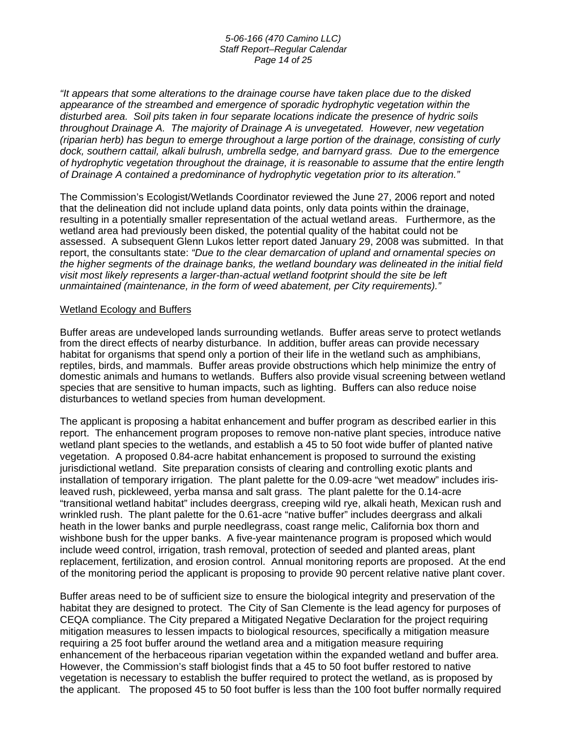*"It appears that some alterations to the drainage course have taken place due to the disked appearance of the streambed and emergence of sporadic hydrophytic vegetation within the disturbed area. Soil pits taken in four separate locations indicate the presence of hydric soils throughout Drainage A. The majority of Drainage A is unvegetated. However, new vegetation (riparian herb) has begun to emerge throughout a large portion of the drainage, consisting of curly dock, southern cattail, alkali bulrush, umbrella sedge, and barnyard grass. Due to the emergence of hydrophytic vegetation throughout the drainage, it is reasonable to assume that the entire length of Drainage A contained a predominance of hydrophytic vegetation prior to its alteration."*

The Commission's Ecologist/Wetlands Coordinator reviewed the June 27, 2006 report and noted that the delineation did not include upland data points, only data points within the drainage, resulting in a potentially smaller representation of the actual wetland areas. Furthermore, as the wetland area had previously been disked, the potential quality of the habitat could not be assessed. A subsequent Glenn Lukos letter report dated January 29, 2008 was submitted. In that report, the consultants state: *"Due to the clear demarcation of upland and ornamental species on the higher segments of the drainage banks, the wetland boundary was delineated in the initial field visit most likely represents a larger-than-actual wetland footprint should the site be left unmaintained (maintenance, in the form of weed abatement, per City requirements)."*

Wetland Ecology and Buffers

Buffer areas are undeveloped lands surrounding wetlands. Buffer areas serve to protect wetlands from the direct effects of nearby disturbance. In addition, buffer areas can provide necessary habitat for organisms that spend only a portion of their life in the wetland such as amphibians, reptiles, birds, and mammals. Buffer areas provide obstructions which help minimize the entry of domestic animals and humans to wetlands. Buffers also provide visual screening between wetland species that are sensitive to human impacts, such as lighting. Buffers can also reduce noise disturbances to wetland species from human development.

The applicant is proposing a habitat enhancement and buffer program as described earlier in this report. The enhancement program proposes to remove non-native plant species, introduce native wetland plant species to the wetlands, and establish a 45 to 50 foot wide buffer of planted native vegetation. A proposed 0.84-acre habitat enhancement is proposed to surround the existing jurisdictional wetland. Site preparation consists of clearing and controlling exotic plants and installation of temporary irrigation. The plant palette for the 0.09-acre "wet meadow" includes iris-leaved rush, pickleweed, yerba mansa and salt grass. The plant palette for the 0.14-acre "transitional wetland habitat" includes deergrass, creeping wild rye, alkali heath, Mexican rush and wrinkled rush. The plant palette for the 0.61-acre "native buffer" includes deergrass and alkali heath in the lower banks and purple needlegrass, coast range melic, California box thorn and wishbone bush for the upper banks. A five-year maintenance program is proposed which would include weed control, irrigation, trash removal, protection of seeded and planted areas, plant replacement, fertilization, and erosion control. Annual monitoring reports are proposed. At the end of the monitoring period the applicant is proposing to provide 90 percent relative native plant cover.

Buffer areas need to be of sufficient size to ensure the biological integrity and preservation of the habitat they are designed to protect. The City of San Clemente is the lead agency for purposes of CEQA compliance. The City prepared a Mitigated Negative Declaration for the project requiring mitigation measures to lessen impacts to biological resources, specifically a mitigation measure requiring a 25 foot buffer around the wetland area and a mitigation measure requiring enhancement of the herbaceous riparian vegetation within the expanded wetland and buffer area. However, the Commission's staff biologist finds that a 45 to 50 foot buffer restored to native vegetation is necessary to establish the buffer required to protect the wetland, as is proposed by the applicant. The proposed 45 to 50 foot buffer is less than the 100 foot buffer normally required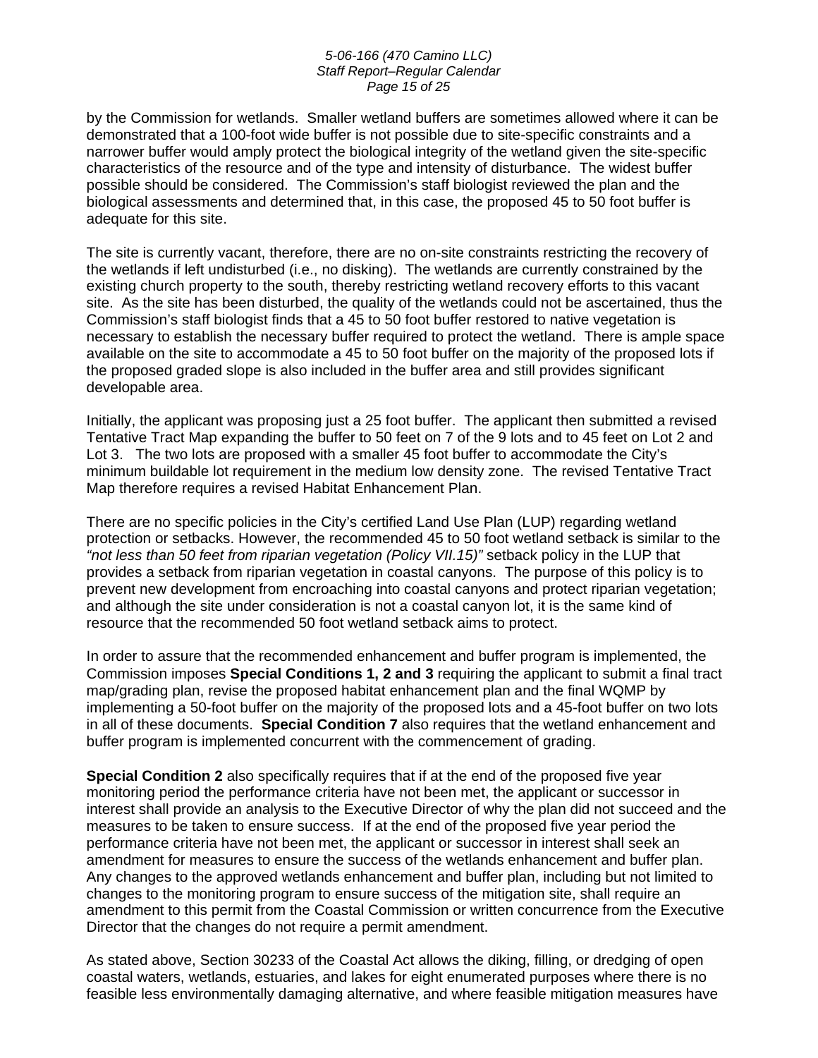by the Commission for wetlands. Smaller wetland buffers are sometimes allowed where it can be demonstrated that a 100-foot wide buffer is not possible due to site-specific constraints and a narrower buffer would amply protect the biological integrity of the wetland given the site-specific characteristics of the resource and of the type and intensity of disturbance. The widest buffer possible should be considered. The Commission's staff biologist reviewed the plan and the biological assessments and determined that, in this case, the proposed 45 to 50 foot buffer is adequate for this site.

The site is currently vacant, therefore, there are no on-site constraints restricting the recovery of the wetlands if left undisturbed (i.e., no disking). The wetlands are currently constrained by the existing church property to the south, thereby restricting wetland recovery efforts to this vacant site. As the site has been disturbed, the quality of the wetlands could not be ascertained, thus the Commission's staff biologist finds that a 45 to 50 foot buffer restored to native vegetation is necessary to establish the necessary buffer required to protect the wetland. There is ample space available on the site to accommodate a 45 to 50 foot buffer on the majority of the proposed lots if the proposed graded slope is also included in the buffer area and still provides significant developable area.

Initially, the applicant was proposing just a 25 foot buffer. The applicant then submitted a revised Tentative Tract Map expanding the buffer to 50 feet on 7 of the 9 lots and to 45 feet on Lot 2 and Lot 3. The two lots are proposed with a smaller 45 foot buffer to accommodate the City's minimum buildable lot requirement in the medium low density zone. The revised Tentative Tract Map therefore requires a revised Habitat Enhancement Plan.

There are no specific policies in the City's certified Land Use Plan (LUP) regarding wetland protection or setbacks. However, the recommended 45 to 50 foot wetland setback is similar to the *"not less than 50 feet from riparian vegetation (Policy VII.15)"* setback policy in the LUP that provides a setback from riparian vegetation in coastal canyons. The purpose of this policy is to prevent new development from encroaching into coastal canyons and protect riparian vegetation; and although the site under consideration is not a coastal canyon lot, it is the same kind of resource that the recommended 50 foot wetland setback aims to protect.

In order to assure that the recommended enhancement and buffer program is implemented, the Commission imposes **Special Conditions 1, 2 and 3** requiring the applicant to submit a final tract map/grading plan, revise the proposed habitat enhancement plan and the final WQMP by implementing a 50-foot buffer on the majority of the proposed lots and a 45-foot buffer on two lots in all of these documents. **Special Condition 7** also requires that the wetland enhancement and buffer program is implemented concurrent with the commencement of grading.

**Special Condition 2** also specifically requires that if at the end of the proposed five year monitoring period the performance criteria have not been met, the applicant or successor in interest shall provide an analysis to the Executive Director of why the plan did not succeed and the measures to be taken to ensure success. If at the end of the proposed five year period the performance criteria have not been met, the applicant or successor in interest shall seek an amendment for measures to ensure the success of the wetlands enhancement and buffer plan. Any changes to the approved wetlands enhancement and buffer plan, including but not limited to changes to the monitoring program to ensure success of the mitigation site, shall require an amendment to this permit from the Coastal Commission or written concurrence from the Executive Director that the changes do not require a permit amendment.

As stated above, Section 30233 of the Coastal Act allows the diking, filling, or dredging of open coastal waters, wetlands, estuaries, and lakes for eight enumerated purposes where there is no feasible less environmentally damaging alternative, and where feasible mitigation measures have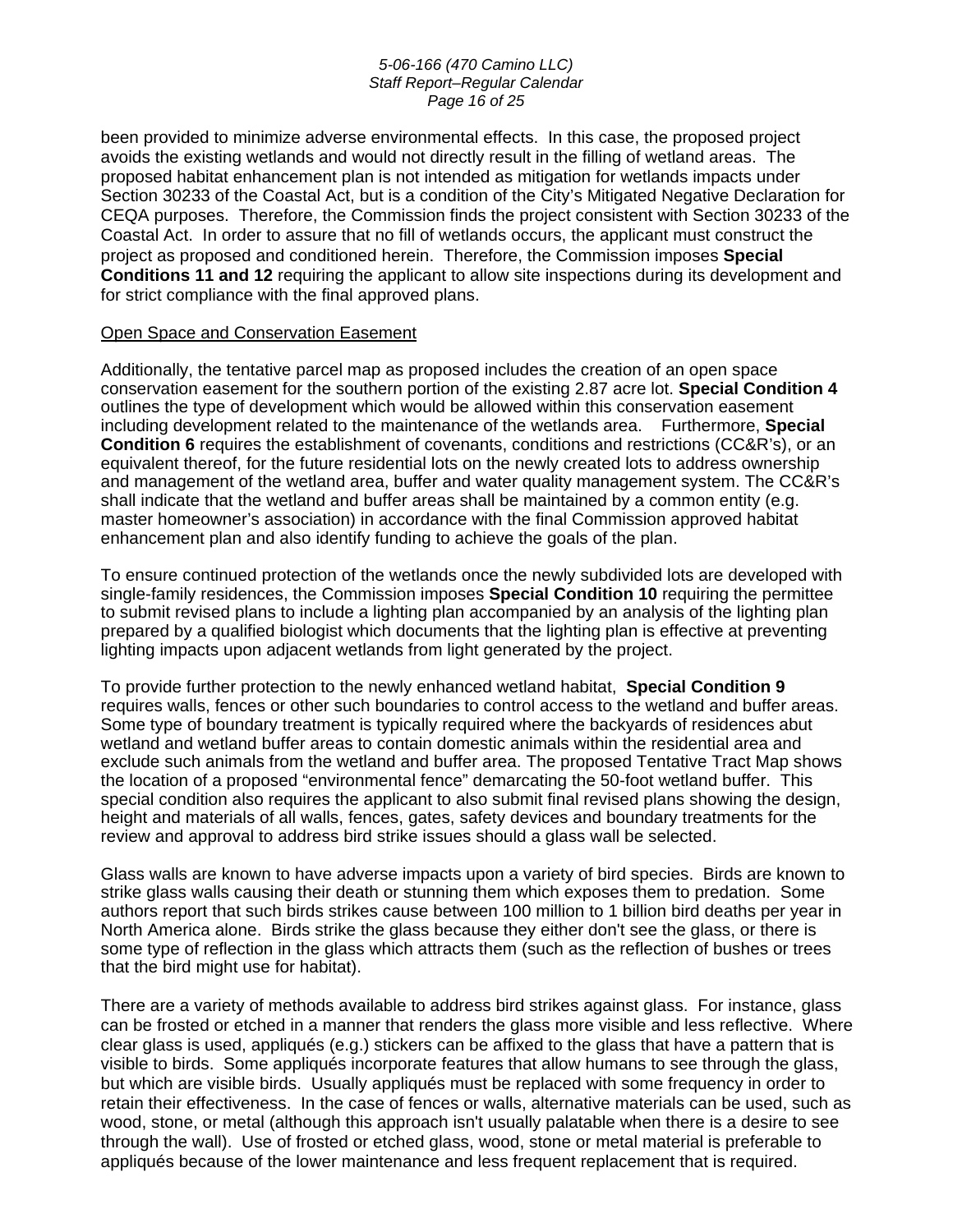been provided to minimize adverse environmental effects. In this case, the proposed project avoids the existing wetlands and would not directly result in the filling of wetland areas. The proposed habitat enhancement plan is not intended as mitigation for wetlands impacts under Section 30233 of the Coastal Act, but is a condition of the City's Mitigated Negative Declaration for CEQA purposes. Therefore, the Commission finds the project consistent with Section 30233 of the Coastal Act. In order to assure that no fill of wetlands occurs, the applicant must construct the project as proposed and conditioned herein. Therefore, the Commission imposes **Special Conditions 11 and 12** requiring the applicant to allow site inspections during its development and for strict compliance with the final approved plans.

Open Space and Conservation Easement

Additionally, the tentative parcel map as proposed includes the creation of an open space conservation easement for the southern portion of the existing 2.87 acre lot. **Special Condition 4** outlines the type of development which would be allowed within this conservation easement including development related to the maintenance of the wetlands area. Furthermore, **Special Condition 6** requires the establishment of covenants, conditions and restrictions (CC&R's), or an equivalent thereof, for the future residential lots on the newly created lots to address ownership and management of the wetland area, buffer and water quality management system. The CC&R's shall indicate that the wetland and buffer areas shall be maintained by a common entity (e.g. master homeowner's association) in accordance with the final Commission approved habitat enhancement plan and also identify funding to achieve the goals of the plan.

To ensure continued protection of the wetlands once the newly subdivided lots are developed with single-family residences, the Commission imposes **Special Condition 10** requiring the permittee to submit revised plans to include a lighting plan accompanied by an analysis of the lighting plan prepared by a qualified biologist which documents that the lighting plan is effective at preventing lighting impacts upon adjacent wetlands from light generated by the project.

To provide further protection to the newly enhanced wetland habitat, **Special Condition 9** requires walls, fences or other such boundaries to control access to the wetland and buffer areas. Some type of boundary treatment is typically required where the backyards of residences abut wetland and wetland buffer areas to contain domestic animals within the residential area and exclude such animals from the wetland and buffer area. The proposed Tentative Tract Map shows the location of a proposed "environmental fence" demarcating the 50-foot wetland buffer. This special condition also requires the applicant to also submit final revised plans showing the design, height and materials of all walls, fences, gates, safety devices and boundary treatments for the review and approval to address bird strike issues should a glass wall be selected.

Glass walls are known to have adverse impacts upon a variety of bird species. Birds are known to strike glass walls causing their death or stunning them which exposes them to predation. Some authors report that such birds strikes cause between 100 million to 1 billion bird deaths per year in North America alone. Birds strike the glass because they either don't see the glass, or there is some type of reflection in the glass which attracts them (such as the reflection of bushes or trees that the bird might use for habitat).

There are a variety of methods available to address bird strikes against glass. For instance, glass can be frosted or etched in a manner that renders the glass more visible and less reflective. Where clear glass is used, appliqués (e.g.) stickers can be affixed to the glass that have a pattern that is visible to birds. Some appliqués incorporate features that allow humans to see through the glass, but which are visible birds. Usually appliqués must be replaced with some frequency in order to retain their effectiveness. In the case of fences or walls, alternative materials can be used, such as wood, stone, or metal (although this approach isn't usually palatable when there is a desire to see through the wall). Use of frosted or etched glass, wood, stone or metal material is preferable to appliqués because of the lower maintenance and less frequent replacement that is required.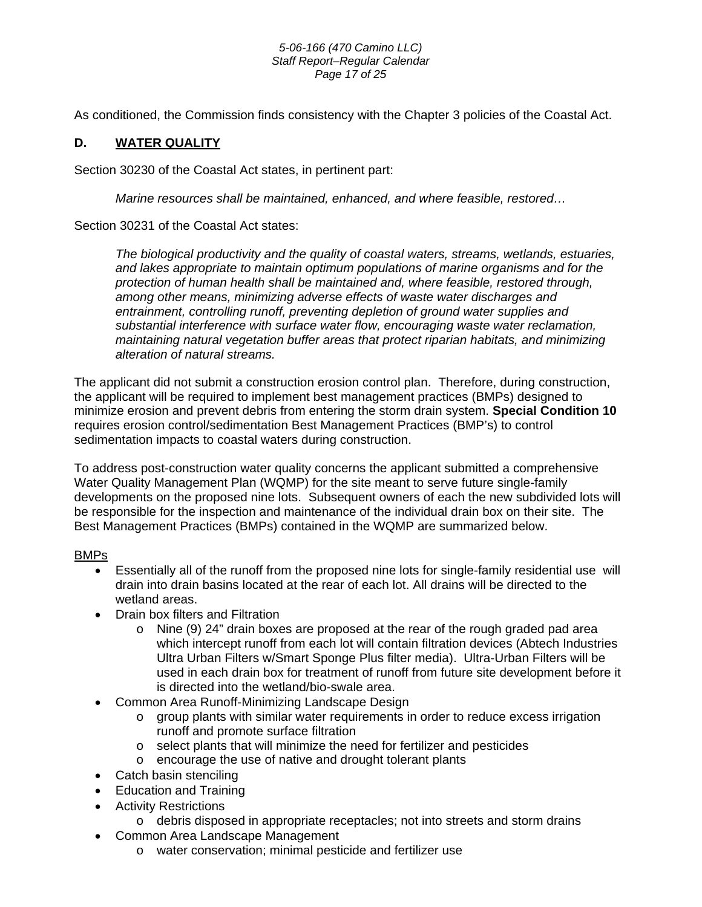As conditioned, the Commission finds consistency with the Chapter 3 policies of the Coastal Act.

### D. WATER QUALITY

Section 30230 of the Coastal Act states, in pertinent part:

> *Marine resources shall be maintained, enhanced, and where feasible, restored…*

Section 30231 of the Coastal Act states:

> *The biological productivity and the quality of coastal waters, streams, wetlands, estuaries, and lakes appropriate to maintain optimum populations of marine organisms and for the protection of human health shall be maintained and, where feasible, restored through, among other means, minimizing adverse effects of waste water discharges and entrainment, controlling runoff, preventing depletion of ground water supplies and substantial interference with surface water flow, encouraging waste water reclamation, maintaining natural vegetation buffer areas that protect riparian habitats, and minimizing alteration of natural streams.*

The applicant did not submit a construction erosion control plan. Therefore, during construction, the applicant will be required to implement best management practices (BMPs) designed to minimize erosion and prevent debris from entering the storm drain system. **Special Condition 10** requires erosion control/sedimentation Best Management Practices (BMP's) to control sedimentation impacts to coastal waters during construction.

To address post-construction water quality concerns the applicant submitted a comprehensive Water Quality Management Plan (WQMP) for the site meant to serve future single-family developments on the proposed nine lots. Subsequent owners of each the new subdivided lots will be responsible for the inspection and maintenance of the individual drain box on their site. The Best Management Practices (BMPs) contained in the WQMP are summarized below.

<u>BMPs</u>

- Essentially all of the runoff from the proposed nine lots for single-family residential use will drain into drain basins located at the rear of each lot. All drains will be directed to the wetland areas.
- Drain box filters and Filtration
  - Nine (9) 24" drain boxes are proposed at the rear of the rough graded pad area which intercept runoff from each lot will contain filtration devices (Abtech Industries Ultra Urban Filters w/Smart Sponge Plus filter media). Ultra-Urban Filters will be used in each drain box for treatment of runoff from future site development before it is directed into the wetland/bio-swale area.
- Common Area Runoff-Minimizing Landscape Design
  - group plants with similar water requirements in order to reduce excess irrigation runoff and promote surface filtration
  - select plants that will minimize the need for fertilizer and pesticides
  - encourage the use of native and drought tolerant plants
- Catch basin stenciling
- Education and Training
- Activity Restrictions
  - debris disposed in appropriate receptacles; not into streets and storm drains
- Common Area Landscape Management
  - water conservation; minimal pesticide and fertilizer use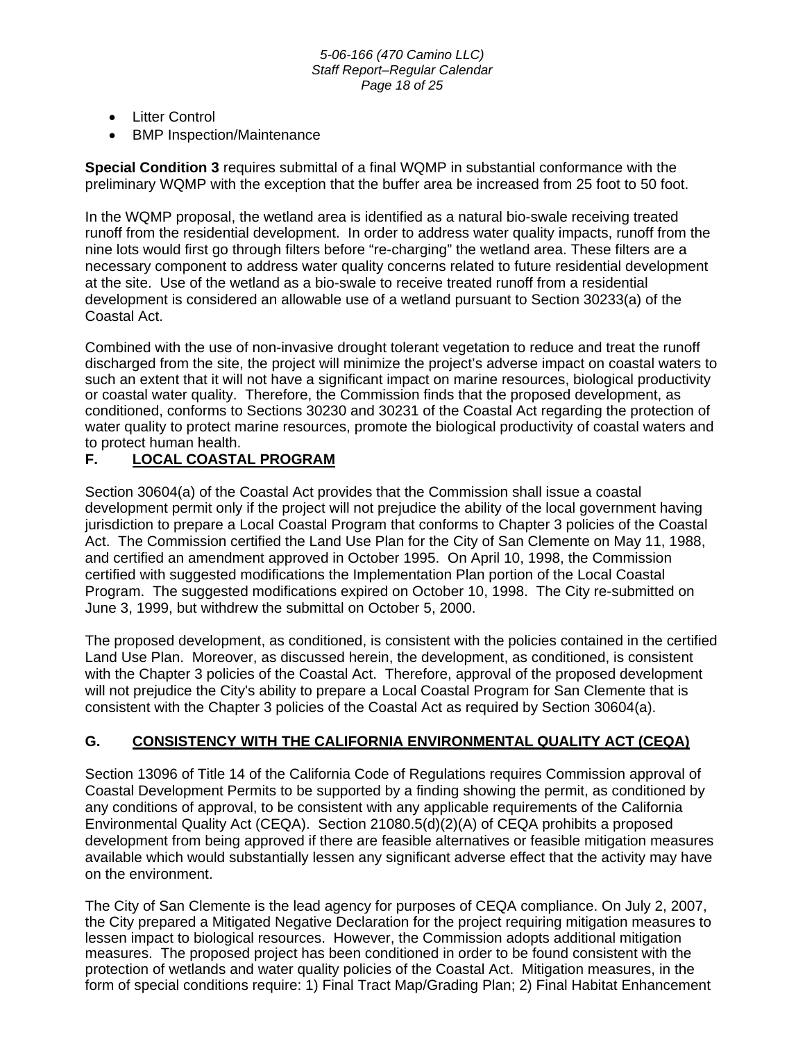- Litter Control
- BMP Inspection/Maintenance

**Special Condition 3** requires submittal of a final WQMP in substantial conformance with the preliminary WQMP with the exception that the buffer area be increased from 25 foot to 50 foot.

In the WQMP proposal, the wetland area is identified as a natural bio-swale receiving treated runoff from the residential development. In order to address water quality impacts, runoff from the nine lots would first go through filters before "re-charging" the wetland area. These filters are a necessary component to address water quality concerns related to future residential development at the site. Use of the wetland as a bio-swale to receive treated runoff from a residential development is considered an allowable use of a wetland pursuant to Section 30233(a) of the Coastal Act.

Combined with the use of non-invasive drought tolerant vegetation to reduce and treat the runoff discharged from the site, the project will minimize the project's adverse impact on coastal waters to such an extent that it will not have a significant impact on marine resources, biological productivity or coastal water quality. Therefore, the Commission finds that the proposed development, as conditioned, conforms to Sections 30230 and 30231 of the Coastal Act regarding the protection of water quality to protect marine resources, promote the biological productivity of coastal waters and to protect human health.

## F. LOCAL COASTAL PROGRAM

Section 30604(a) of the Coastal Act provides that the Commission shall issue a coastal development permit only if the project will not prejudice the ability of the local government having jurisdiction to prepare a Local Coastal Program that conforms to Chapter 3 policies of the Coastal Act. The Commission certified the Land Use Plan for the City of San Clemente on May 11, 1988, and certified an amendment approved in October 1995. On April 10, 1998, the Commission certified with suggested modifications the Implementation Plan portion of the Local Coastal Program. The suggested modifications expired on October 10, 1998. The City re-submitted on June 3, 1999, but withdrew the submittal on October 5, 2000.

The proposed development, as conditioned, is consistent with the policies contained in the certified Land Use Plan. Moreover, as discussed herein, the development, as conditioned, is consistent with the Chapter 3 policies of the Coastal Act. Therefore, approval of the proposed development will not prejudice the City's ability to prepare a Local Coastal Program for San Clemente that is consistent with the Chapter 3 policies of the Coastal Act as required by Section 30604(a).

## G. CONSISTENCY WITH THE CALIFORNIA ENVIRONMENTAL QUALITY ACT (CEQA)

Section 13096 of Title 14 of the California Code of Regulations requires Commission approval of Coastal Development Permits to be supported by a finding showing the permit, as conditioned by any conditions of approval, to be consistent with any applicable requirements of the California Environmental Quality Act (CEQA). Section 21080.5(d)(2)(A) of CEQA prohibits a proposed development from being approved if there are feasible alternatives or feasible mitigation measures available which would substantially lessen any significant adverse effect that the activity may have on the environment.

The City of San Clemente is the lead agency for purposes of CEQA compliance. On July 2, 2007, the City prepared a Mitigated Negative Declaration for the project requiring mitigation measures to lessen impact to biological resources. However, the Commission adopts additional mitigation measures. The proposed project has been conditioned in order to be found consistent with the protection of wetlands and water quality policies of the Coastal Act. Mitigation measures, in the form of special conditions require: 1) Final Tract Map/Grading Plan; 2) Final Habitat Enhancement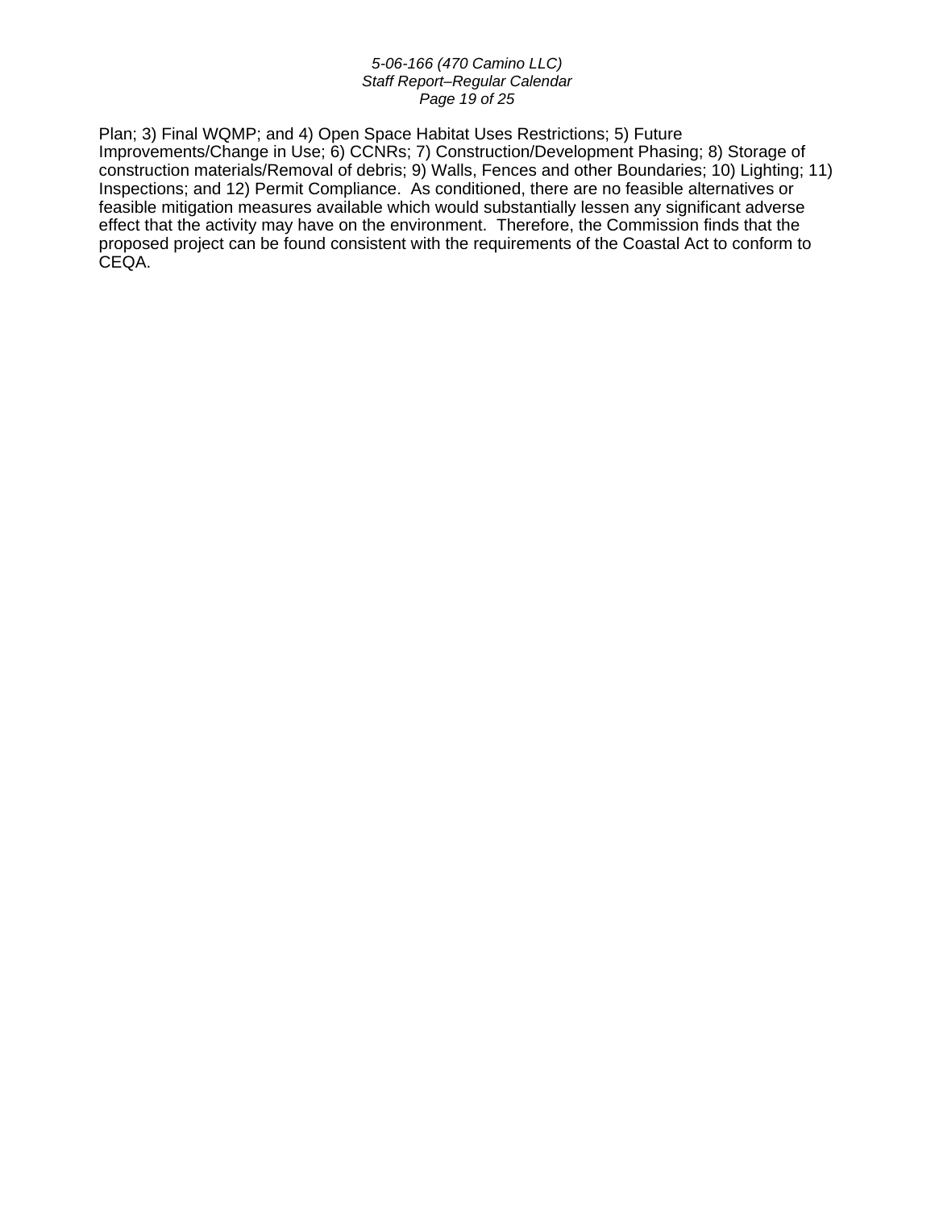Plan; 3) Final WQMP; and 4) Open Space Habitat Uses Restrictions; 5) Future Improvements/Change in Use; 6) CCNRs; 7) Construction/Development Phasing; 8) Storage of construction materials/Removal of debris; 9) Walls, Fences and other Boundaries; 10) Lighting; 11) Inspections; and 12) Permit Compliance. As conditioned, there are no feasible alternatives or feasible mitigation measures available which would substantially lessen any significant adverse effect that the activity may have on the environment. Therefore, the Commission finds that the proposed project can be found consistent with the requirements of the Coastal Act to conform to CEQA.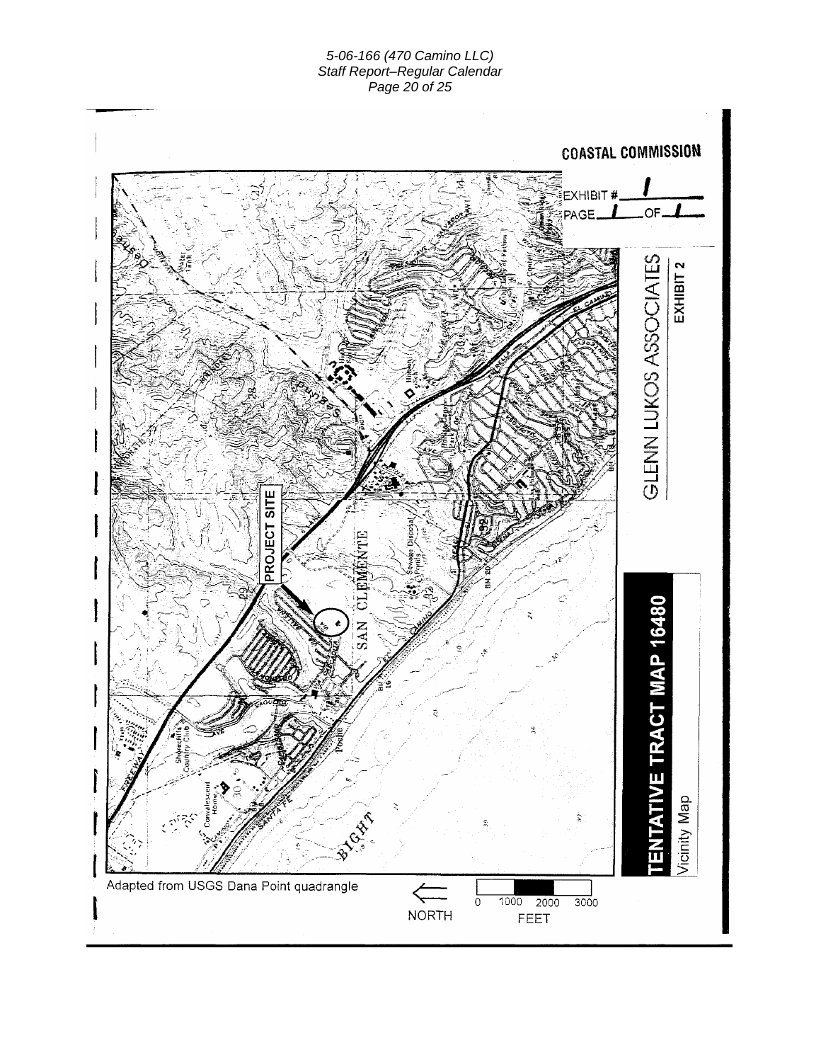COASTAL COMMISSION

EXHIBIT # 1

PAGE 1 OF 1

GLENN LUKOS ASSOCIATES

EXHIBIT 2

**TENTATIVE TRACT MAP 16480**

Vicinity Map

PROJECT SITE

SAN CLEMENTE

Adapted from USGS Dana Point quadrangle

NORTH

0 1000 2000 3000

FEET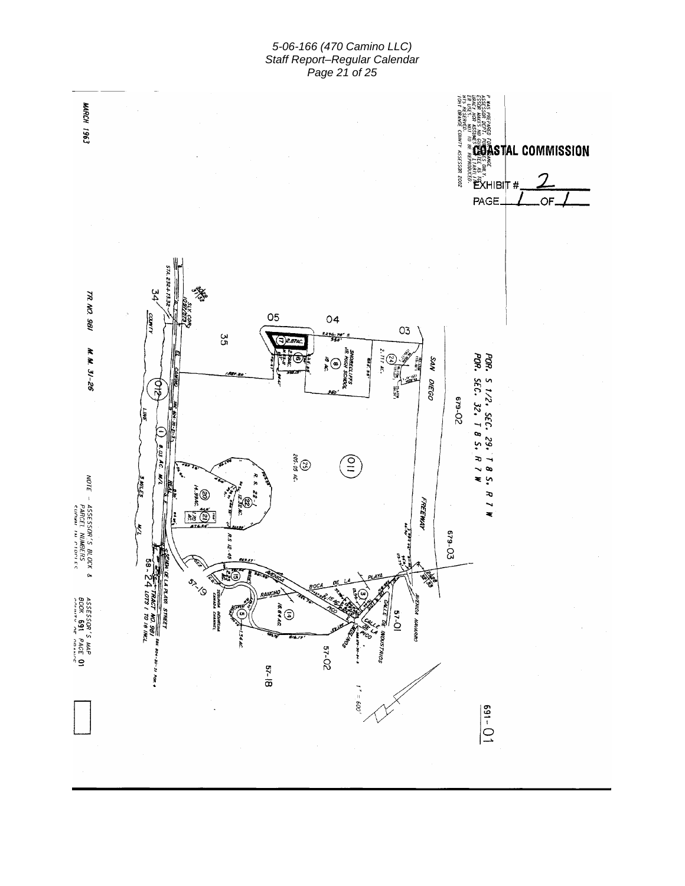COASTAL COMMISSION

EXHIBIT # 2

PAGE 1 OF 1

MARCH 1963

POR. S 1/2, SEC. 29, T 8 S, R 7 W
POR. SEC. 32, T 8 S, R 7 W

TR. NO. 981 M. M. 31-26

NOTE – ASSESSOR'S BLOCK & PARCEL NUMBERS SHOWN IN CIRCLES

ASSESSOR'S MAP BOOK 691 PAGE 01

691-01

1" = 600'

SAN DIEGO FREEWAY

EL CAMINO REAL

COUNTY LINE

AVENIDA DE LA PLAYA

AVENIDA NAVARRO

CALLE DE INDUSTRIAS

CALLE DE LA PICO

RANCHO PICO

BOCA DE LA PLAYA

SHORECLIFFS JR. HIGH SCHOOL

SEGUNDA DESHECHA CANADA CHANNEL

TRACT NO. 981 LOTS 1 TO 18 INCL.

679-02

679-03

57-01

57-02

57-18

57-19

58-24

205.05 AC.

8.03 AC. M/L

2.87AC.

18 AC.

14.99AC.

12.32 AC.

16.84AC.

1.54 AC.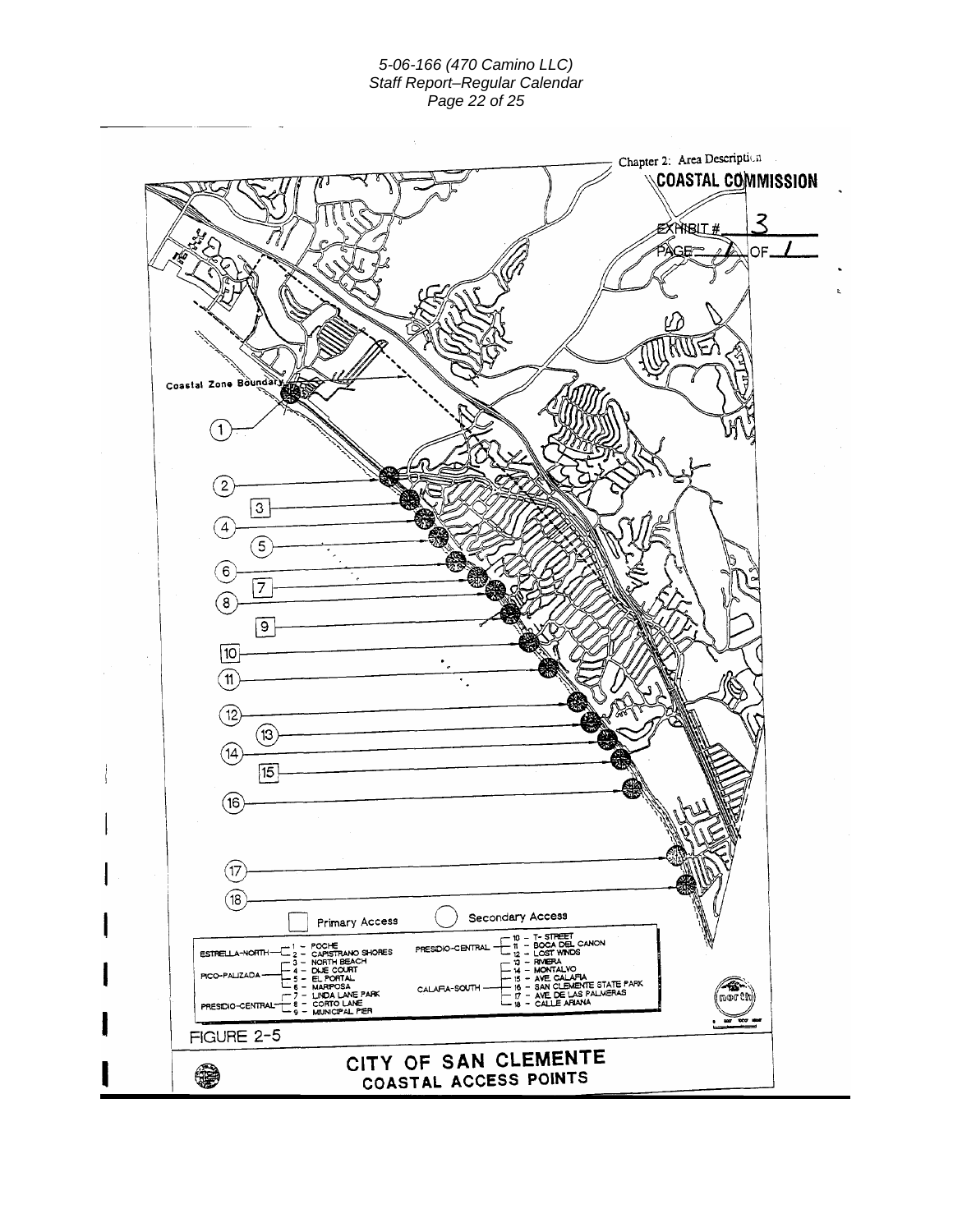Chapter 2: Area Description

**COASTAL COMMISSION**

EXHIBIT # 3

PAGE 1 OF 1

Coastal Zone Boundary

Primary Access | Secondary Access

ESTRELLA-NORTH
- 1 – POCHE
- 2 – CAPISTRANO SHORES
- 3 – NORTH BEACH

PICO-PALIZADA
- 4 – DUE COURT
- 5 – EL PORTAL
- 6 – MARIPOSA
- 7 – LINDA LANE PARK

PRESIDIO-CENTRAL
- 8 – CORTO LANE
- 9 – MUNICIPAL PIER
- 10 – T-STREET
- 11 – BOCA DEL CANON
- 12 – LOST WINDS

CALAFIA-SOUTH
- 13 – RIVIERA
- 14 – MONTALVO
- 15 – AVE. CALAFIA
- 16 – SAN CLEMENTE STATE PARK
- 17 – AVE. DE LAS PALMERAS
- 18 – CALLE ARIANA

north

FIGURE 2-5

# CITY OF SAN CLEMENTE
## COASTAL ACCESS POINTS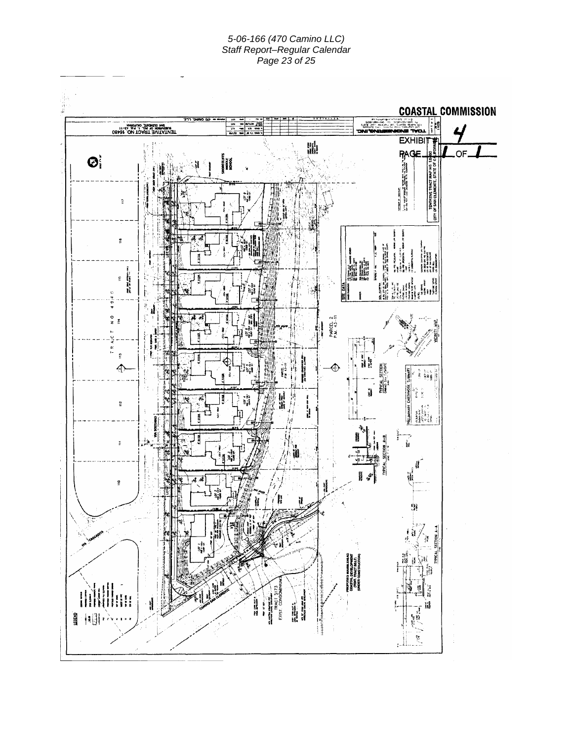**COASTAL COMMISSION**

EXHIBIT # 4

PAGE 1 OF 1

TENTATIVE TRACT NO. 16480

TENTATIVE TRACT MAP NO. 16480
CITY OF SAN CLEMENTE, STATE OF CALIFORNIA

TRACT NO 4914

SHORECLIFFS MIDDLE SCHOOL

PARCEL 2
P.M. 43-11

PARCEL 1
P.M. 43-11

VIA SOCORRO

VIA CASCADITA

CAMINO SAN CLEMENTE

TRACT 5173
EXIST. CONDOMINIUMS

PROPOSED MARBLEHEAD COASTAL DEVELOPMENT (TENT. TRACT 8817) (UNDER CONSTRUCTION)

SITE DATA

VICINITY MAP

TYPICAL SECTION

PRELIMINARY EARTHWORK SUMMARY

TYPICAL SECTION B-B

TYPICAL SECTION A-A

LEGEND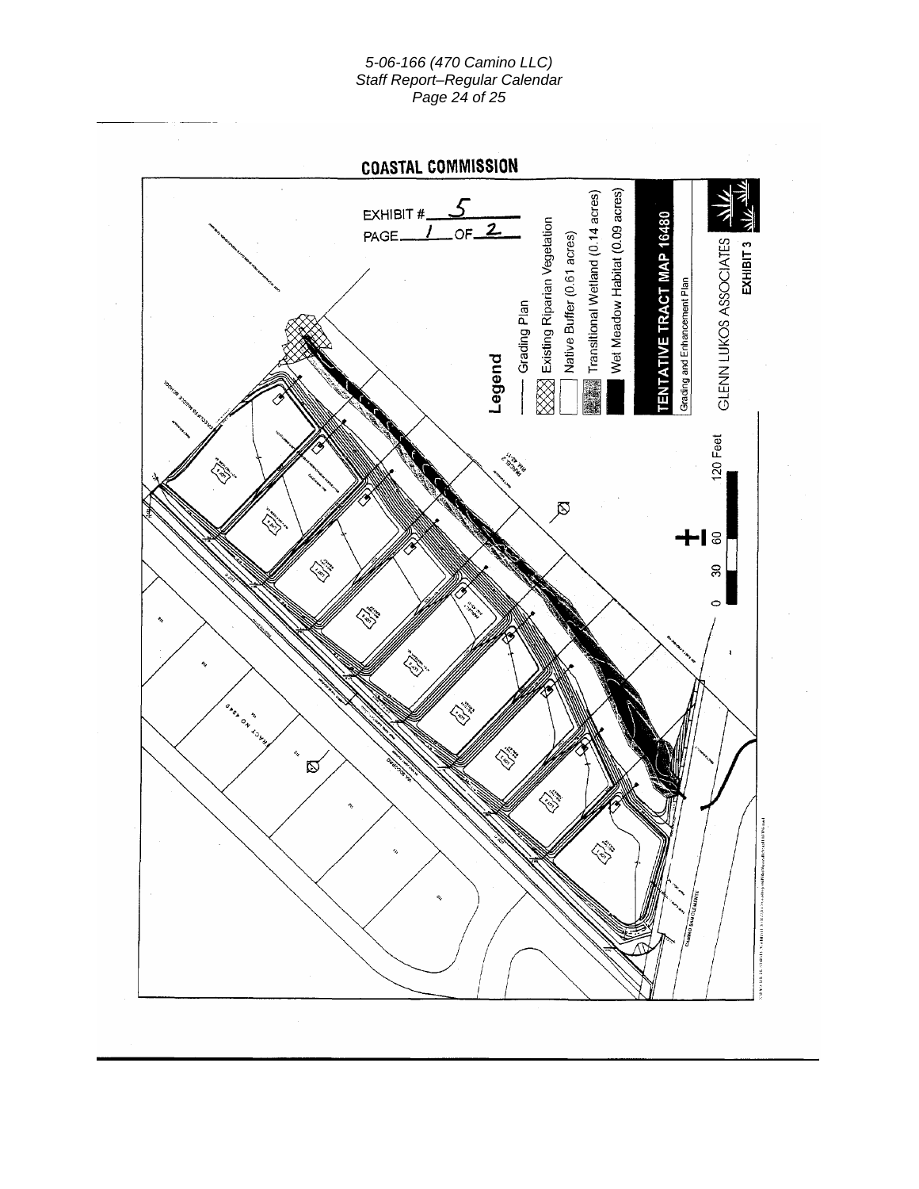**COASTAL COMMISSION**

EXHIBIT # 5

PAGE 1 OF 2

**Legend**

- Grading Plan
- Existing Riparian Vegetation
- Native Buffer (0.61 acres)
- Transitional Wetland (0.14 acres)
- Wet Meadow Habitat (0.09 acres)

**TENTATIVE TRACT MAP 16480**

Grading and Enhancement Plan

0 30 60 120 Feet

GLENN LUKOS ASSOCIATES

**EXHIBIT 3**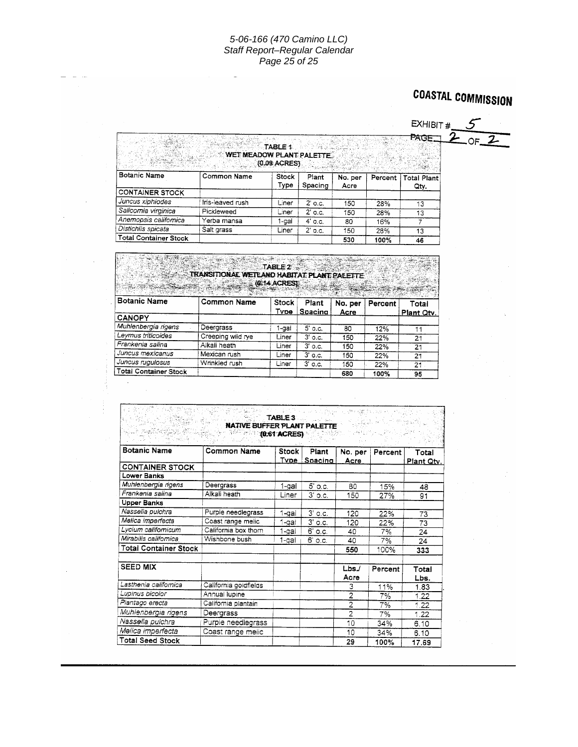**COASTAL COMMISSION**

EXHIBIT # 5

PAGE 2 OF 2

**TABLE 1**
**WET MEADOW PLANT PALETTE**
**(0.09 ACRES)**

| Botanic Name | Common Name | Stock Type | Plant Spacing | No. per Acre | Percent | Total Plant Qty. |
|---|---|---|---|---|---|---|
| **CONTAINER STOCK** | | | | | | |
| *Juncus xiphiodes* | Iris-leaved rush | Liner | 2' o.c. | 150 | 28% | 13 |
| *Salicornia virginica* | Pickleweed | Liner | 2' o.c. | 150 | 28% | 13 |
| *Anemopsis californica* | Yerba mansa | 1-gal | 4' o.c. | 80 | 16% | 7 |
| *Distichlis spicata* | Salt grass | Liner | 2' o.c. | 150 | 28% | 13 |
| **Total Container Stock** | | | | **530** | **100%** | **46** |

**TABLE 2**
**TRANSITIONAL WETLAND HABITAT PLANT PALETTE**
**(0.14 ACRES)**

| Botanic Name | Common Name | Stock Type | Plant Spacing | No. per Acre | Percent | Total Plant Qty. |
|---|---|---|---|---|---|---|
| **CANOPY** | | | | | | |
| *Muhlenbergia rigens* | Deergrass | 1-gal | 5' o.c. | 80 | 12% | 11 |
| *Leymus triticoides* | Creeping wild rye | Liner | 3' o.c. | 150 | 22% | 21 |
| *Frankenia salina* | Alkali heath | Liner | 3' o.c. | 150 | 22% | 21 |
| *Juncus mexicanus* | Mexican rush | Liner | 3' o.c. | 150 | 22% | 21 |
| *Juncus rugulosus* | Wrinkled rush | Liner | 3' o.c. | 150 | 22% | 21 |
| **Total Container Stock** | | | | **680** | **100%** | **95** |

**TABLE 3**
**NATIVE BUFFER PLANT PALETTE**
**(0.61 ACRES)**

| Botanic Name | Common Name | Stock Type | Plant Spacing | No. per Acre | Percent | Total Plant Qty. |
|---|---|---|---|---|---|---|
| **CONTAINER STOCK** | | | | | | |
| **Lower Banks** | | | | | | |
| *Muhlenbergia rigens* | Deergrass | 1-gal | 5' o.c. | 80 | 15% | 48 |
| *Frankenia salina* | Alkali heath | Liner | 3' o.c. | 150 | 27% | 91 |
| **Upper Banks** | | | | | | |
| *Nassella pulchra* | Purple needlegrass | 1-gal | 3' o.c. | 120 | 22% | 73 |
| *Melica imperfecta* | Coast range melic | 1-gal | 3' o.c. | 120 | 22% | 73 |
| *Lycium californicum* | California box thorn | 1-gal | 6' o.c. | 40 | 7% | 24 |
| *Mirabilis californica* | Wishbone bush | 1-gal | 6' o.c. | 40 | 7% | 24 |
| **Total Container Stock** | | | | **550** | 100% | **333** |
| | | | | | | |
| **SEED MIX** | | | | **Lbs./ Acre** | **Percent** | **Total Lbs.** |
| *Lasthenia californica* | California goldfields | | | 3 | 11% | 1.83 |
| *Lupinus bicolor* | Annual lupine | | | 2 | 7% | 1.22 |
| *Plantago erecta* | California plantain | | | 2 | 7% | 1.22 |
| *Muhlenbergia rigens* | Deergrass | | | 2 | 7% | 1.22 |
| *Nassella pulchra* | Purple needlegrass | | | 10 | 34% | 6.10 |
| *Melica imperfecta* | Coast range melic | | | 10 | 34% | 6.10 |
| **Total Seed Stock** | | | | **29** | **100%** | **17.69** |